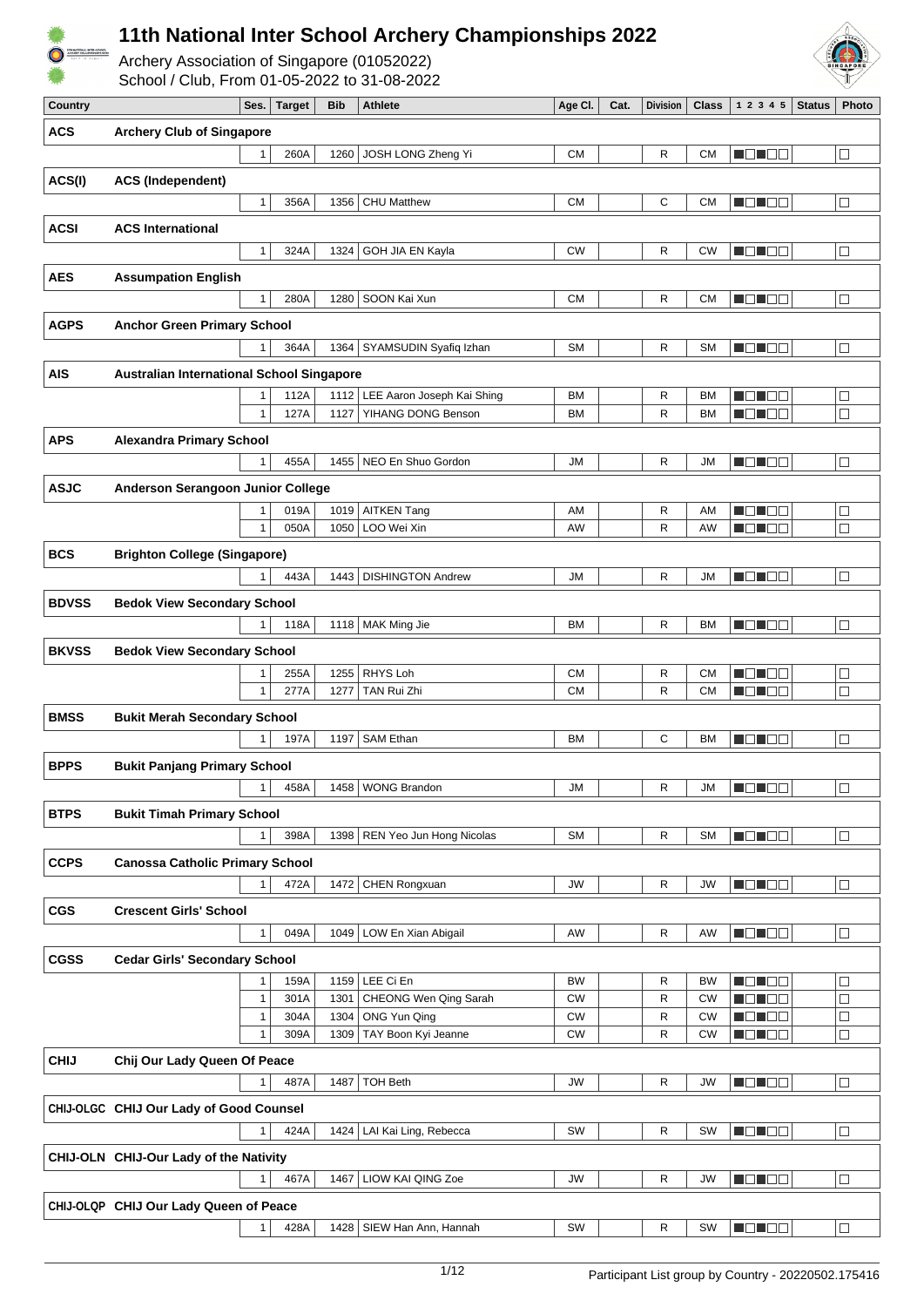# 11th National Inter School Archery Championships 2022

Archery Association of Singapore (01052022)
School / Club, From 01-05-2022 to 31-08-2022

| Country | | Ses. | Target | Bib | Athlete | Age Cl. | Cat. | Division | Class | 1 2 3 4 5 | Status | Photo |
|---|---|---|---|---|---|---|---|---|---|---|---|---|
| **ACS** | **Archery Club of Singapore** | | | | | | | | | | | |
| | | 1 | 260A | 1260 | JOSH LONG Zheng Yi | CM | | R | CM | ■□■□□ | | □ |
| **ACS(I)** | **ACS (Independent)** | | | | | | | | | | | |
| | | 1 | 356A | 1356 | CHU Matthew | CM | | C | CM | ■□■□□ | | □ |
| **ACSI** | **ACS International** | | | | | | | | | | | |
| | | 1 | 324A | 1324 | GOH JIA EN Kayla | CW | | R | CW | ■□■□□ | | □ |
| **AES** | **Assumpation English** | | | | | | | | | | | |
| | | 1 | 280A | 1280 | SOON Kai Xun | CM | | R | CM | ■□■□□ | | □ |
| **AGPS** | **Anchor Green Primary School** | | | | | | | | | | | |
| | | 1 | 364A | 1364 | SYAMSUDIN Syafiq Izhan | SM | | R | SM | ■□■□□ | | □ |
| **AIS** | **Australian International School Singapore** | | | | | | | | | | | |
| | | 1 | 112A | 1112 | LEE Aaron Joseph Kai Shing | BM | | R | BM | ■□■□□ | | □ |
| | | 1 | 127A | 1127 | YIHANG DONG Benson | BM | | R | BM | ■□■□□ | | □ |
| **APS** | **Alexandra Primary School** | | | | | | | | | | | |
| | | 1 | 455A | 1455 | NEO En Shuo Gordon | JM | | R | JM | ■□■□□ | | □ |
| **ASJC** | **Anderson Serangoon Junior College** | | | | | | | | | | | |
| | | 1 | 019A | 1019 | AITKEN Tang | AM | | R | AM | ■□■□□ | | □ |
| | | 1 | 050A | 1050 | LOO Wei Xin | AW | | R | AW | ■□■□□ | | □ |
| **BCS** | **Brighton College (Singapore)** | | | | | | | | | | | |
| | | 1 | 443A | 1443 | DISHINGTON Andrew | JM | | R | JM | ■□■□□ | | □ |
| **BDVSS** | **Bedok View Secondary School** | | | | | | | | | | | |
| | | 1 | 118A | 1118 | MAK Ming Jie | BM | | R | BM | ■□■□□ | | □ |
| **BKVSS** | **Bedok View Secondary School** | | | | | | | | | | | |
| | | 1 | 255A | 1255 | RHYS Loh | CM | | R | CM | ■□■□□ | | □ |
| | | 1 | 277A | 1277 | TAN Rui Zhi | CM | | R | CM | ■□■□□ | | □ |
| **BMSS** | **Bukit Merah Secondary School** | | | | | | | | | | | |
| | | 1 | 197A | 1197 | SAM Ethan | BM | | C | BM | ■□■□□ | | □ |
| **BPPS** | **Bukit Panjang Primary School** | | | | | | | | | | | |
| | | 1 | 458A | 1458 | WONG Brandon | JM | | R | JM | ■□■□□ | | □ |
| **BTPS** | **Bukit Timah Primary School** | | | | | | | | | | | |
| | | 1 | 398A | 1398 | REN Yeo Jun Hong Nicolas | SM | | R | SM | ■□■□□ | | □ |
| **CCPS** | **Canossa Catholic Primary School** | | | | | | | | | | | |
| | | 1 | 472A | 1472 | CHEN Rongxuan | JW | | R | JW | ■□■□□ | | □ |
| **CGS** | **Crescent Girls' School** | | | | | | | | | | | |
| | | 1 | 049A | 1049 | LOW En Xian Abigail | AW | | R | AW | ■□■□□ | | □ |
| **CGSS** | **Cedar Girls' Secondary School** | | | | | | | | | | | |
| | | 1 | 159A | 1159 | LEE Ci En | BW | | R | BW | ■□■□□ | | □ |
| | | 1 | 301A | 1301 | CHEONG Wen Qing Sarah | CW | | R | CW | ■□■□□ | | □ |
| | | 1 | 304A | 1304 | ONG Yun Qing | CW | | R | CW | ■□■□□ | | □ |
| | | 1 | 309A | 1309 | TAY Boon Kyi Jeanne | CW | | R | CW | ■□■□□ | | □ |
| **CHIJ** | **Chij Our Lady Queen Of Peace** | | | | | | | | | | | |
| | | 1 | 487A | 1487 | TOH Beth | JW | | R | JW | ■□■□□ | | □ |
| **CHIJ-OLGC** | **CHIJ Our Lady of Good Counsel** | | | | | | | | | | | |
| | | 1 | 424A | 1424 | LAI Kai Ling, Rebecca | SW | | R | SW | ■□■□□ | | □ |
| **CHIJ-OLN** | **CHIJ-Our Lady of the Nativity** | | | | | | | | | | | |
| | | 1 | 467A | 1467 | LIOW KAI QING Zoe | JW | | R | JW | ■□■□□ | | □ |
| **CHIJ-OLQP** | **CHIJ Our Lady Queen of Peace** | | | | | | | | | | | |
| | | 1 | 428A | 1428 | SIEW Han Ann, Hannah | SW | | R | SW | ■□■□□ | | □ |

Participant List group by Country - 20220502.175416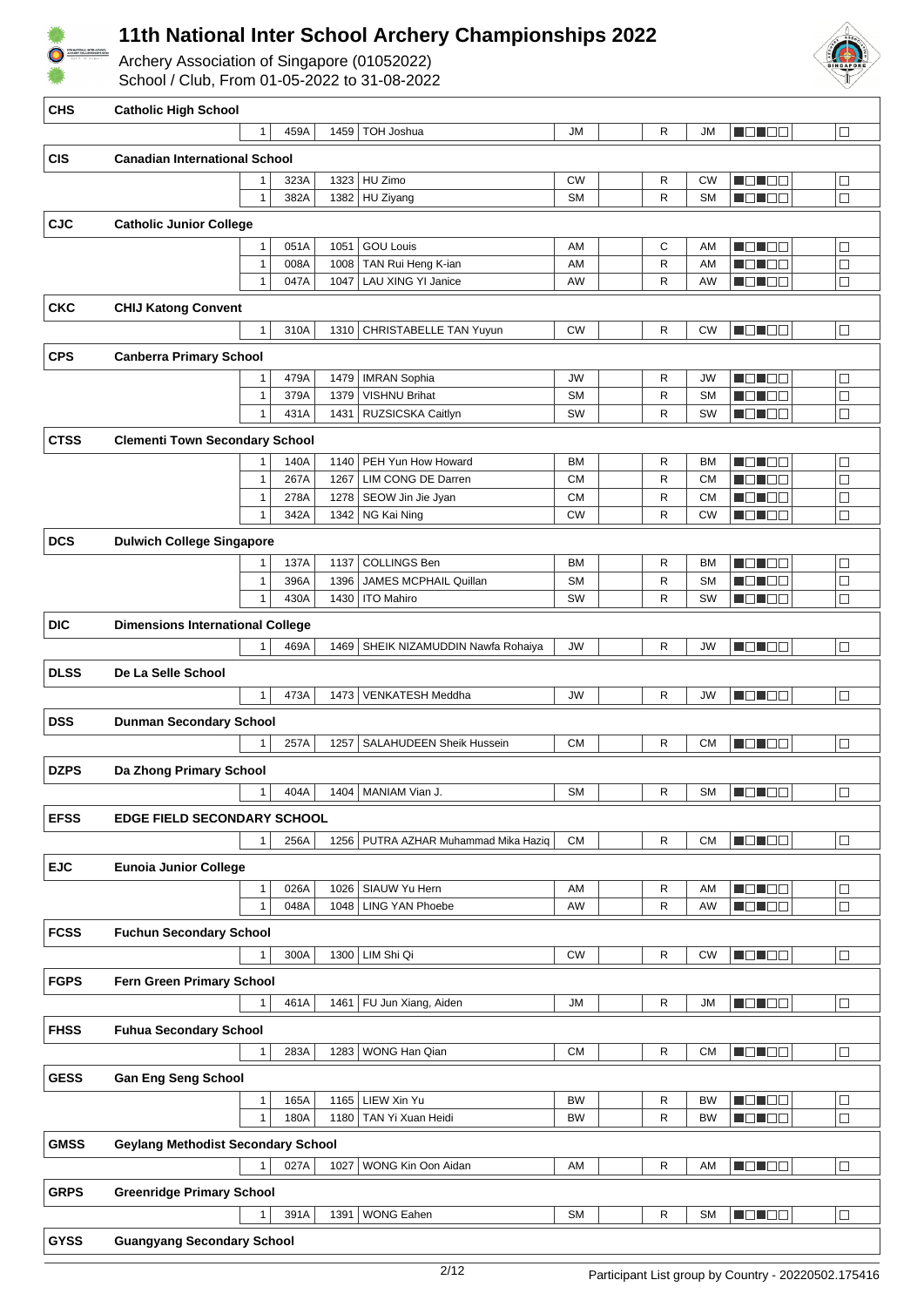# 11th National Inter School Archery Championships 2022

Archery Association of Singapore (01052022)
School / Club, From 01-05-2022 to 31-08-2022

| Code | School | | | | Name | Cat | | Bow | Div | | |
|---|---|---|---|---|---|---|---|---|---|---|---|
| **CHS** | **Catholic High School** | | | | | | | | | | |
| | | 1 | 459A | 1459 | TOH Joshua | JM | | R | JM | ■□■□□ | □ |
| **CIS** | **Canadian International School** | | | | | | | | | | |
| | | 1 | 323A | 1323 | HU Zimo | CW | | R | CW | ■□■□□ | □ |
| | | 1 | 382A | 1382 | HU Ziyang | SM | | R | SM | ■□■□□ | □ |
| **CJC** | **Catholic Junior College** | | | | | | | | | | |
| | | 1 | 051A | 1051 | GOU Louis | AM | | C | AM | ■□■□□ | □ |
| | | 1 | 008A | 1008 | TAN Rui Heng K-ian | AM | | R | AM | ■□■□□ | □ |
| | | 1 | 047A | 1047 | LAU XING YI Janice | AW | | R | AW | ■□■□□ | □ |
| **CKC** | **CHIJ Katong Convent** | | | | | | | | | | |
| | | 1 | 310A | 1310 | CHRISTABELLE TAN Yuyun | CW | | R | CW | ■□■□□ | □ |
| **CPS** | **Canberra Primary School** | | | | | | | | | | |
| | | 1 | 479A | 1479 | IMRAN Sophia | JW | | R | JW | ■□■□□ | □ |
| | | 1 | 379A | 1379 | VISHNU Brihat | SM | | R | SM | ■□■□□ | □ |
| | | 1 | 431A | 1431 | RUZSICSKA Caitlyn | SW | | R | SW | ■□■□□ | □ |
| **CTSS** | **Clementi Town Secondary School** | | | | | | | | | | |
| | | 1 | 140A | 1140 | PEH Yun How Howard | BM | | R | BM | ■□■□□ | □ |
| | | 1 | 267A | 1267 | LIM CONG DE Darren | CM | | R | CM | ■□■□□ | □ |
| | | 1 | 278A | 1278 | SEOW Jin Jie Jyan | CM | | R | CM | ■□■□□ | □ |
| | | 1 | 342A | 1342 | NG Kai Ning | CW | | R | CW | ■□■□□ | □ |
| **DCS** | **Dulwich College Singapore** | | | | | | | | | | |
| | | 1 | 137A | 1137 | COLLINGS Ben | BM | | R | BM | ■□■□□ | □ |
| | | 1 | 396A | 1396 | JAMES MCPHAIL Quillan | SM | | R | SM | ■□■□□ | □ |
| | | 1 | 430A | 1430 | ITO Mahiro | SW | | R | SW | ■□■□□ | □ |
| **DIC** | **Dimensions International College** | | | | | | | | | | |
| | | 1 | 469A | 1469 | SHEIK NIZAMUDDIN Nawfa Rohaiya | JW | | R | JW | ■□■□□ | □ |
| **DLSS** | **De La Selle School** | | | | | | | | | | |
| | | 1 | 473A | 1473 | VENKATESH Meddha | JW | | R | JW | ■□■□□ | □ |
| **DSS** | **Dunman Secondary School** | | | | | | | | | | |
| | | 1 | 257A | 1257 | SALAHUDEEN Sheik Hussein | CM | | R | CM | ■□■□□ | □ |
| **DZPS** | **Da Zhong Primary School** | | | | | | | | | | |
| | | 1 | 404A | 1404 | MANIAM Vian J. | SM | | R | SM | ■□■□□ | □ |
| **EFSS** | **EDGE FIELD SECONDARY SCHOOL** | | | | | | | | | | |
| | | 1 | 256A | 1256 | PUTRA AZHAR Muhammad Mika Haziq | CM | | R | CM | ■□■□□ | □ |
| **EJC** | **Eunoia Junior College** | | | | | | | | | | |
| | | 1 | 026A | 1026 | SIAUW Yu Hern | AM | | R | AM | ■□■□□ | □ |
| | | 1 | 048A | 1048 | LING YAN Phoebe | AW | | R | AW | ■□■□□ | □ |
| **FCSS** | **Fuchun Secondary School** | | | | | | | | | | |
| | | 1 | 300A | 1300 | LIM Shi Qi | CW | | R | CW | ■□■□□ | □ |
| **FGPS** | **Fern Green Primary School** | | | | | | | | | | |
| | | 1 | 461A | 1461 | FU Jun Xiang, Aiden | JM | | R | JM | ■□■□□ | □ |
| **FHSS** | **Fuhua Secondary School** | | | | | | | | | | |
| | | 1 | 283A | 1283 | WONG Han Qian | CM | | R | CM | ■□■□□ | □ |
| **GESS** | **Gan Eng Seng School** | | | | | | | | | | |
| | | 1 | 165A | 1165 | LIEW Xin Yu | BW | | R | BW | ■□■□□ | □ |
| | | 1 | 180A | 1180 | TAN Yi Xuan Heidi | BW | | R | BW | ■□■□□ | □ |
| **GMSS** | **Geylang Methodist Secondary School** | | | | | | | | | | |
| | | 1 | 027A | 1027 | WONG Kin Oon Aidan | AM | | R | AM | ■□■□□ | □ |
| **GRPS** | **Greenridge Primary School** | | | | | | | | | | |
| | | 1 | 391A | 1391 | WONG Eahen | SM | | R | SM | ■□■□□ | □ |
| **GYSS** | **Guangyang Secondary School** | | | | | | | | | | |

Participant List group by Country - 20220502.175416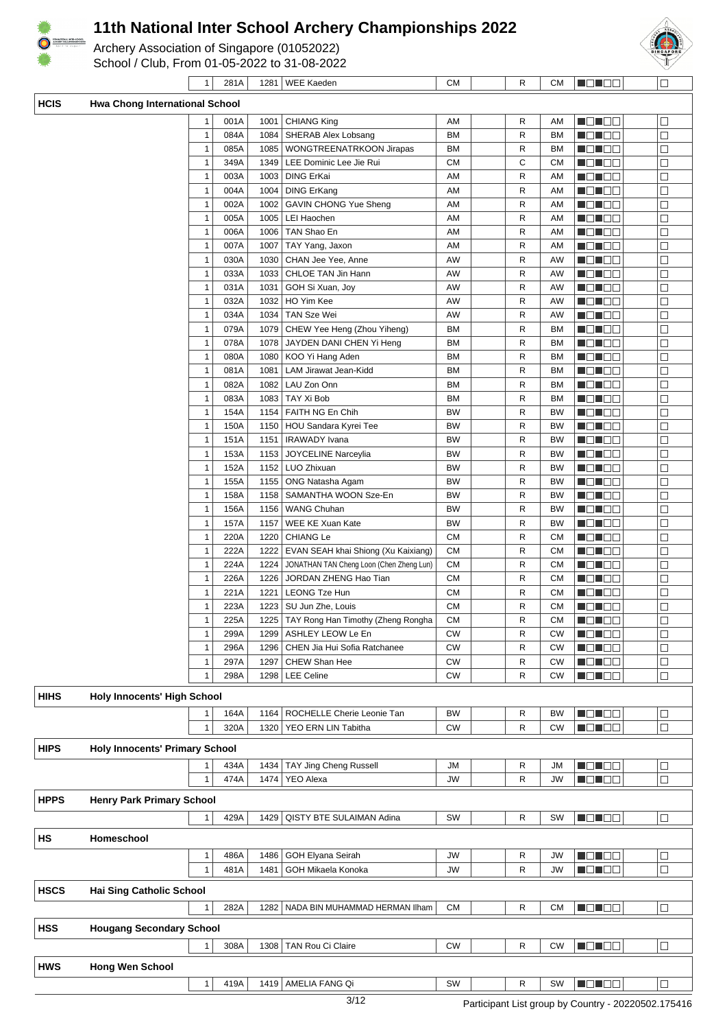# 11th National Inter School Archery Championships 2022

Archery Association of Singapore (01052022)
School / Club, From 01-05-2022 to 31-08-2022

| | | | | | | | | | | | |
|---|---|---|---|---|---|---|---|---|---|---|---|
| | | 1 | 281A | 1281 | WEE Kaeden | CM | | R | CM | ■□■□□ | □ |
| **HCIS** | **Hwa Chong International School** | | | | | | | | | | |
| | | 1 | 001A | 1001 | CHIANG King | AM | | R | AM | ■□■□□ | □ |
| | | 1 | 084A | 1084 | SHERAB Alex Lobsang | BM | | R | BM | ■□■□□ | □ |
| | | 1 | 085A | 1085 | WONGTREENATRKOON Jirapas | BM | | R | BM | ■□■□□ | □ |
| | | 1 | 349A | 1349 | LEE Dominic Lee Jie Rui | CM | | C | CM | ■□■□□ | □ |
| | | 1 | 003A | 1003 | DING ErKai | AM | | R | AM | ■□■□□ | □ |
| | | 1 | 004A | 1004 | DING ErKang | AM | | R | AM | ■□■□□ | □ |
| | | 1 | 002A | 1002 | GAVIN CHONG Yue Sheng | AM | | R | AM | ■□■□□ | □ |
| | | 1 | 005A | 1005 | LEI Haochen | AM | | R | AM | ■□■□□ | □ |
| | | 1 | 006A | 1006 | TAN Shao En | AM | | R | AM | ■□■□□ | □ |
| | | 1 | 007A | 1007 | TAY Yang, Jaxon | AM | | R | AM | ■□■□□ | □ |
| | | 1 | 030A | 1030 | CHAN Jee Yee, Anne | AW | | R | AW | ■□■□□ | □ |
| | | 1 | 033A | 1033 | CHLOE TAN Jin Hann | AW | | R | AW | ■□■□□ | □ |
| | | 1 | 031A | 1031 | GOH Si Xuan, Joy | AW | | R | AW | ■□■□□ | □ |
| | | 1 | 032A | 1032 | HO Yim Kee | AW | | R | AW | ■□■□□ | □ |
| | | 1 | 034A | 1034 | TAN Sze Wei | AW | | R | AW | ■□■□□ | □ |
| | | 1 | 079A | 1079 | CHEW Yee Heng (Zhou Yiheng) | BM | | R | BM | ■□■□□ | □ |
| | | 1 | 078A | 1078 | JAYDEN DANI CHEN Yi Heng | BM | | R | BM | ■□■□□ | □ |
| | | 1 | 080A | 1080 | KOO Yi Hang Aden | BM | | R | BM | ■□■□□ | □ |
| | | 1 | 081A | 1081 | LAM Jirawat Jean-Kidd | BM | | R | BM | ■□■□□ | □ |
| | | 1 | 082A | 1082 | LAU Zon Onn | BM | | R | BM | ■□■□□ | □ |
| | | 1 | 083A | 1083 | TAY Xi Bob | BM | | R | BM | ■□■□□ | □ |
| | | 1 | 154A | 1154 | FAITH NG En Chih | BW | | R | BW | ■□■□□ | □ |
| | | 1 | 150A | 1150 | HOU Sandara Kyrei Tee | BW | | R | BW | ■□■□□ | □ |
| | | 1 | 151A | 1151 | IRAWADY Ivana | BW | | R | BW | ■□■□□ | □ |
| | | 1 | 153A | 1153 | JOYCELINE Narceylia | BW | | R | BW | ■□■□□ | □ |
| | | 1 | 152A | 1152 | LUO Zhixuan | BW | | R | BW | ■□■□□ | □ |
| | | 1 | 155A | 1155 | ONG Natasha Agam | BW | | R | BW | ■□■□□ | □ |
| | | 1 | 158A | 1158 | SAMANTHA WOON Sze-En | BW | | R | BW | ■□■□□ | □ |
| | | 1 | 156A | 1156 | WANG Chuhan | BW | | R | BW | ■□■□□ | □ |
| | | 1 | 157A | 1157 | WEE KE Xuan Kate | BW | | R | BW | ■□■□□ | □ |
| | | 1 | 220A | 1220 | CHIANG Le | CM | | R | CM | ■□■□□ | □ |
| | | 1 | 222A | 1222 | EVAN SEAH khai Shiong (Xu Kaixiang) | CM | | R | CM | ■□■□□ | □ |
| | | 1 | 224A | 1224 | JONATHAN TAN Cheng Loon (Chen Zheng Lun) | CM | | R | CM | ■□■□□ | □ |
| | | 1 | 226A | 1226 | JORDAN ZHENG Hao Tian | CM | | R | CM | ■□■□□ | □ |
| | | 1 | 221A | 1221 | LEONG Tze Hun | CM | | R | CM | ■□■□□ | □ |
| | | 1 | 223A | 1223 | SU Jun Zhe, Louis | CM | | R | CM | ■□■□□ | □ |
| | | 1 | 225A | 1225 | TAY Rong Han Timothy (Zheng Rongha | CM | | R | CM | ■□■□□ | □ |
| | | 1 | 299A | 1299 | ASHLEY LEOW Le En | CW | | R | CW | ■□■□□ | □ |
| | | 1 | 296A | 1296 | CHEN Jia Hui Sofia Ratchanee | CW | | R | CW | ■□■□□ | □ |
| | | 1 | 297A | 1297 | CHEW Shan Hee | CW | | R | CW | ■□■□□ | □ |
| | | 1 | 298A | 1298 | LEE Celine | CW | | R | CW | ■□■□□ | □ |
| **HIHS** | **Holy Innocents' High School** | | | | | | | | | | |
| | | 1 | 164A | 1164 | ROCHELLE Cherie Leonie Tan | BW | | R | BW | ■□■□□ | □ |
| | | 1 | 320A | 1320 | YEO ERN LIN Tabitha | CW | | R | CW | ■□■□□ | □ |
| **HIPS** | **Holy Innocents' Primary School** | | | | | | | | | | |
| | | 1 | 434A | 1434 | TAY Jing Cheng Russell | JM | | R | JM | ■□■□□ | □ |
| | | 1 | 474A | 1474 | YEO Alexa | JW | | R | JW | ■□■□□ | □ |
| **HPPS** | **Henry Park Primary School** | | | | | | | | | | |
| | | 1 | 429A | 1429 | QISTY BTE SULAIMAN Adina | SW | | R | SW | ■□■□□ | □ |
| **HS** | **Homeschool** | | | | | | | | | | |
| | | 1 | 486A | 1486 | GOH Elyana Seirah | JW | | R | JW | ■□■□□ | □ |
| | | 1 | 481A | 1481 | GOH Mikaela Konoka | JW | | R | JW | ■□■□□ | □ |
| **HSCS** | **Hai Sing Catholic School** | | | | | | | | | | |
| | | 1 | 282A | 1282 | NADA BIN MUHAMMAD HERMAN Ilham | CM | | R | CM | ■□■□□ | □ |
| **HSS** | **Hougang Secondary School** | | | | | | | | | | |
| | | 1 | 308A | 1308 | TAN Rou Ci Claire | CW | | R | CW | ■□■□□ | □ |
| **HWS** | **Hong Wen School** | | | | | | | | | | |
| | | 1 | 419A | 1419 | AMELIA FANG Qi | SW | | R | SW | ■□■□□ | □ |

Participant List group by Country - 20220502.175416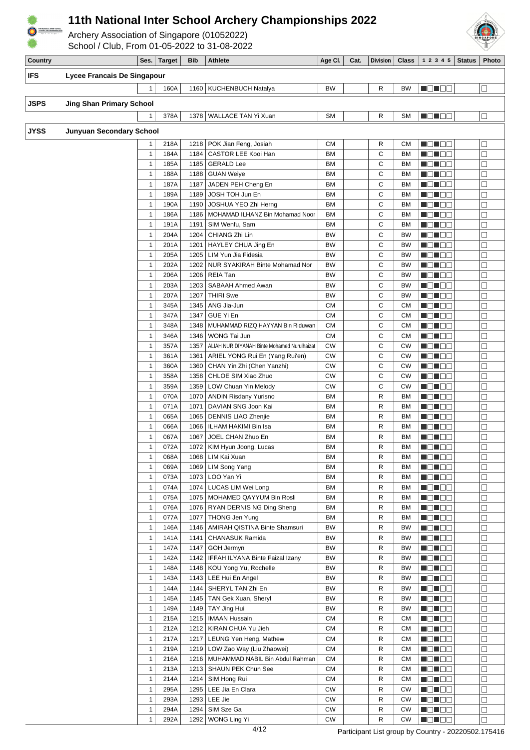# 11th National Inter School Archery Championships 2022

Archery Association of Singapore (01052022)
School / Club, From 01-05-2022 to 31-08-2022

| Country | | Ses. | Target | Bib | Athlete | Age Cl. | Cat. | Division | Class | 1 2 3 4 5 | Status | Photo |
|---|---|---|---|---|---|---|---|---|---|---|---|---|
| **IFS** | **Lycee Francais De Singapour** | | | | | | | | | | | |
| | | 1 | 160A | 1160 | KUCHENBUCH Natalya | BW | | R | BW | ■□■□□ | | □ |
| **JSPS** | **Jing Shan Primary School** | | | | | | | | | | | |
| | | 1 | 378A | 1378 | WALLACE TAN Yi Xuan | SM | | R | SM | ■□■□□ | | □ |
| **JYSS** | **Junyuan Secondary School** | | | | | | | | | | | |
| | | 1 | 218A | 1218 | POK Jian Feng, Josiah | CM | | R | CM | ■□■□□ | | □ |
| | | 1 | 184A | 1184 | CASTOR LEE Kooi Han | BM | | C | BM | ■□■□□ | | □ |
| | | 1 | 185A | 1185 | GERALD Lee | BM | | C | BM | ■□■□□ | | □ |
| | | 1 | 188A | 1188 | GUAN Weiye | BM | | C | BM | ■□■□□ | | □ |
| | | 1 | 187A | 1187 | JADEN PEH Cheng En | BM | | C | BM | ■□■□□ | | □ |
| | | 1 | 189A | 1189 | JOSH TOH Jun En | BM | | C | BM | ■□■□□ | | □ |
| | | 1 | 190A | 1190 | JOSHUA YEO Zhi Herng | BM | | C | BM | ■□■□□ | | □ |
| | | 1 | 186A | 1186 | MOHAMAD ILHANZ Bin Mohamad Noor | BM | | C | BM | ■□■□□ | | □ |
| | | 1 | 191A | 1191 | SIM Wenfu, Sam | BM | | C | BM | ■□■□□ | | □ |
| | | 1 | 204A | 1204 | CHIANG Zhi Lin | BW | | C | BW | ■□■□□ | | □ |
| | | 1 | 201A | 1201 | HAYLEY CHUA Jing En | BW | | C | BW | ■□■□□ | | □ |
| | | 1 | 205A | 1205 | LIM Yun Jia Fidesia | BW | | C | BW | ■□■□□ | | □ |
| | | 1 | 202A | 1202 | NUR SYAKIRAH Binte Mohamad Nor | BW | | C | BW | ■□■□□ | | □ |
| | | 1 | 206A | 1206 | REIA Tan | BW | | C | BW | ■□■□□ | | □ |
| | | 1 | 203A | 1203 | SABAAH Ahmed Awan | BW | | C | BW | ■□■□□ | | □ |
| | | 1 | 207A | 1207 | THIRI Swe | BW | | C | BW | ■□■□□ | | □ |
| | | 1 | 345A | 1345 | ANG Jia-Jun | CM | | C | CM | ■□■□□ | | □ |
| | | 1 | 347A | 1347 | GUE Yi En | CM | | C | CM | ■□■□□ | | □ |
| | | 1 | 348A | 1348 | MUHAMMAD RIZQ HAYYAN Bin Riduwan | CM | | C | CM | ■□■□□ | | □ |
| | | 1 | 346A | 1346 | WONG Tai Jun | CM | | C | CM | ■□■□□ | | □ |
| | | 1 | 357A | 1357 | ALIAH NUR DIYANAH Binte Mohamed Nurulhaizat | CW | | C | CW | ■□■□□ | | □ |
| | | 1 | 361A | 1361 | ARIEL YONG Rui En (Yang Rui'en) | CW | | C | CW | ■□■□□ | | □ |
| | | 1 | 360A | 1360 | CHAN Yin Zhi (Chen Yanzhi) | CW | | C | CW | ■□■□□ | | □ |
| | | 1 | 358A | 1358 | CHLOE SIM Xiao Zhuo | CW | | C | CW | ■□■□□ | | □ |
| | | 1 | 359A | 1359 | LOW Chuan Yin Melody | CW | | C | CW | ■□■□□ | | □ |
| | | 1 | 070A | 1070 | ANDIN Risdany Yurisno | BM | | R | BM | ■□■□□ | | □ |
| | | 1 | 071A | 1071 | DAVIAN SNG Joon Kai | BM | | R | BM | ■□■□□ | | □ |
| | | 1 | 065A | 1065 | DENNIS LIAO Zhenjie | BM | | R | BM | ■□■□□ | | □ |
| | | 1 | 066A | 1066 | ILHAM HAKIMI Bin Isa | BM | | R | BM | ■□■□□ | | □ |
| | | 1 | 067A | 1067 | JOEL CHAN Zhuo En | BM | | R | BM | ■□■□□ | | □ |
| | | 1 | 072A | 1072 | KIM Hyun Joong, Lucas | BM | | R | BM | ■□■□□ | | □ |
| | | 1 | 068A | 1068 | LIM Kai Xuan | BM | | R | BM | ■□■□□ | | □ |
| | | 1 | 069A | 1069 | LIM Song Yang | BM | | R | BM | ■□■□□ | | □ |
| | | 1 | 073A | 1073 | LOO Yan Yi | BM | | R | BM | ■□■□□ | | □ |
| | | 1 | 074A | 1074 | LUCAS LIM Wei Long | BM | | R | BM | ■□■□□ | | □ |
| | | 1 | 075A | 1075 | MOHAMED QAYYUM Bin Rosli | BM | | R | BM | ■□■□□ | | □ |
| | | 1 | 076A | 1076 | RYAN DERNIS NG Ding Sheng | BM | | R | BM | ■□■□□ | | □ |
| | | 1 | 077A | 1077 | THONG Jen Yung | BM | | R | BM | ■□■□□ | | □ |
| | | 1 | 146A | 1146 | AMIRAH QISTINA Binte Shamsuri | BW | | R | BW | ■□■□□ | | □ |
| | | 1 | 141A | 1141 | CHANASUK Ramida | BW | | R | BW | ■□■□□ | | □ |
| | | 1 | 147A | 1147 | GOH Jermyn | BW | | R | BW | ■□■□□ | | □ |
| | | 1 | 142A | 1142 | IFFAH ILYANA Binte Faizal Izany | BW | | R | BW | ■□■□□ | | □ |
| | | 1 | 148A | 1148 | KOU Yong Yu, Rochelle | BW | | R | BW | ■□■□□ | | □ |
| | | 1 | 143A | 1143 | LEE Hui En Angel | BW | | R | BW | ■□■□□ | | □ |
| | | 1 | 144A | 1144 | SHERYL TAN Zhi En | BW | | R | BW | ■□■□□ | | □ |
| | | 1 | 145A | 1145 | TAN Gek Xuan, Sheryl | BW | | R | BW | ■□■□□ | | □ |
| | | 1 | 149A | 1149 | TAY Jing Hui | BW | | R | BW | ■□■□□ | | □ |
| | | 1 | 215A | 1215 | IMAAN Hussain | CM | | R | CM | ■□■□□ | | □ |
| | | 1 | 212A | 1212 | KIRAN CHUA Yu Jieh | CM | | R | CM | ■□■□□ | | □ |
| | | 1 | 217A | 1217 | LEUNG Yen Heng, Mathew | CM | | R | CM | ■□■□□ | | □ |
| | | 1 | 219A | 1219 | LOW Zao Way (Liu Zhaowei) | CM | | R | CM | ■□■□□ | | □ |
| | | 1 | 216A | 1216 | MUHAMMAD NABIL Bin Abdul Rahman | CM | | R | CM | ■□■□□ | | □ |
| | | 1 | 213A | 1213 | SHAUN PEK Chun See | CM | | R | CM | ■□■□□ | | □ |
| | | 1 | 214A | 1214 | SIM Hong Rui | CM | | R | CM | ■□■□□ | | □ |
| | | 1 | 295A | 1295 | LEE Jia En Clara | CW | | R | CW | ■□■□□ | | □ |
| | | 1 | 293A | 1293 | LEE Jie | CW | | R | CW | ■□■□□ | | □ |
| | | 1 | 294A | 1294 | SIM Sze Ga | CW | | R | CW | ■□■□□ | | □ |
| | | 1 | 292A | 1292 | WONG Ling Yi | CW | | R | CW | ■□■□□ | | □ |

Participant List group by Country - 20220502.175416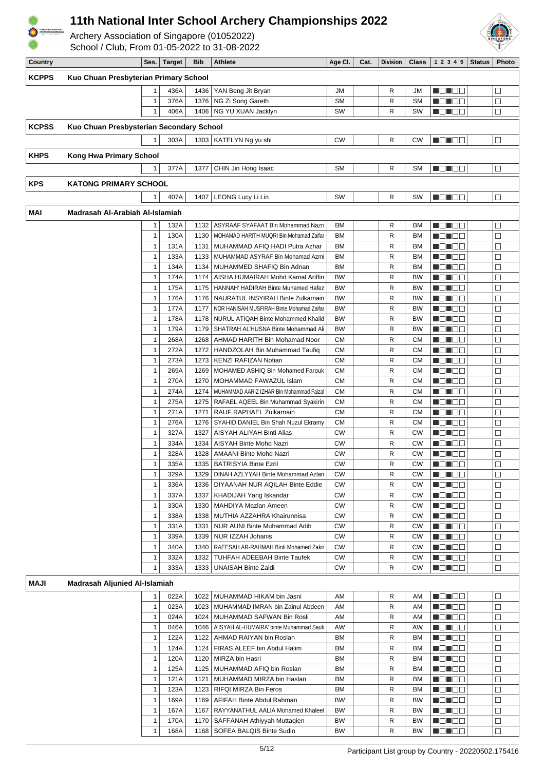# 11th National Inter School Archery Championships 2022

Archery Association of Singapore (01052022)
School / Club, From 01-05-2022 to 31-08-2022

| Country | | Ses. | Target | Bib | Athlete | Age Cl. | Cat. | Division | Class | 1 2 3 4 5 | Status | Photo |
|---|---|---|---|---|---|---|---|---|---|---|---|---|
| **KCPPS** | **Kuo Chuan Presbyterian Primary School** | | | | | | | | | | | |
| | | 1 | 436A | 1436 | YAN Beng Jit Bryan | JM | | R | JM | ■□■□□ | | □ |
| | | 1 | 376A | 1376 | NG Zi Song Gareth | SM | | R | SM | ■□■□□ | | □ |
| | | 1 | 406A | 1406 | NG YU XUAN Jacklyn | SW | | R | SW | ■□■□□ | | □ |
| **KCPSS** | **Kuo Chuan Presbysterian Secondary School** | | | | | | | | | | | |
| | | 1 | 303A | 1303 | KATELYN Ng yu shi | CW | | R | CW | ■□■□□ | | □ |
| **KHPS** | **Kong Hwa Primary School** | | | | | | | | | | | |
| | | 1 | 377A | 1377 | CHIN Jin Hong Isaac | SM | | R | SM | ■□■□□ | | □ |
| **KPS** | **KATONG PRIMARY SCHOOL** | | | | | | | | | | | |
| | | 1 | 407A | 1407 | LEONG Lucy Li Lin | SW | | R | SW | ■□■□□ | | □ |
| **MAI** | **Madrasah Al-Arabiah Al-Islamiah** | | | | | | | | | | | |
| | | 1 | 132A | 1132 | ASYRAAF SYAFAAT Bin Mohammad Nazri | BM | | R | BM | ■□■□□ | | □ |
| | | 1 | 130A | 1130 | MOHAMAD HARITH MUQRI Bin Mohamad Zaifar | BM | | R | BM | ■□■□□ | | □ |
| | | 1 | 131A | 1131 | MUHAMMAD AFIQ HADI Putra Azhar | BM | | R | BM | ■□■□□ | | □ |
| | | 1 | 133A | 1133 | MUHAMMAD ASYRAF Bin Mohamad Azmi | BM | | R | BM | ■□■□□ | | □ |
| | | 1 | 134A | 1134 | MUHAMMED SHAFIQ Bin Adnan | BM | | R | BM | ■□■□□ | | □ |
| | | 1 | 174A | 1174 | AISHA HUMAIRAH Mohd Kamal Ariffin | BW | | R | BW | ■□■□□ | | □ |
| | | 1 | 175A | 1175 | HANNAH' HADIRAH Binte Muhamed Hafez | BW | | R | BW | ■□■□□ | | □ |
| | | 1 | 176A | 1176 | NAURATUL INSYIRAH Binte Zulkarnain | BW | | R | BW | ■□■□□ | | □ |
| | | 1 | 177A | 1177 | NOR HANISAH MUSFIRAH Binte Mohamad Zaifar | BW | | R | BW | ■□■□□ | | □ |
| | | 1 | 178A | 1178 | NURUL ATIQAH Binte Mohammed Khalid | BW | | R | BW | ■□■□□ | | □ |
| | | 1 | 179A | 1179 | SHATRAH AL'HUSNA Binte Mohammad Ali | BW | | R | BW | ■□■□□ | | □ |
| | | 1 | 268A | 1268 | AHMAD HARITH Bin Mohamad Noor | CM | | R | CM | ■□■□□ | | □ |
| | | 1 | 272A | 1272 | HANDZOLAH Bin Muhammad Taufiq | CM | | R | CM | ■□■□□ | | □ |
| | | 1 | 273A | 1273 | KENZI RAFIZAN Nofiari | CM | | R | CM | ■□■□□ | | □ |
| | | 1 | 269A | 1269 | MOHAMED ASHIQ Bin Mohamed Farouk | CM | | R | CM | ■□■□□ | | □ |
| | | 1 | 270A | 1270 | MOHAMMAD FAWAZUL Islam | CM | | R | CM | ■□■□□ | | □ |
| | | 1 | 274A | 1274 | MUHAMMAD AARIZ IZHAR Bin Mohammad Faizal | CM | | R | CM | ■□■□□ | | □ |
| | | 1 | 275A | 1275 | RAFAEL AQEEL Bin Muhammad Syakirin | CM | | R | CM | ■□■□□ | | □ |
| | | 1 | 271A | 1271 | RAUF RAPHAEL Zulkarnain | CM | | R | CM | ■□■□□ | | □ |
| | | 1 | 276A | 1276 | SYAHID DANIEL Bin Shah Nuzul Ekramy | CM | | R | CM | ■□■□□ | | □ |
| | | 1 | 327A | 1327 | AISYAH ALIYAH Binti Alias | CW | | R | CW | ■□■□□ | | □ |
| | | 1 | 334A | 1334 | AISYAH Binte Mohd Nazri | CW | | R | CW | ■□■□□ | | □ |
| | | 1 | 328A | 1328 | AMAANI Binte Mohd Nazri | CW | | R | CW | ■□■□□ | | □ |
| | | 1 | 335A | 1335 | BATRISYIA Binte Ezril | CW | | R | CW | ■□■□□ | | □ |
| | | 1 | 329A | 1329 | DINAH AZLYYAH Binte Mohammad Azlan | CW | | R | CW | ■□■□□ | | □ |
| | | 1 | 336A | 1336 | DIYAANAH NUR AQILAH Binte Eddie | CW | | R | CW | ■□■□□ | | □ |
| | | 1 | 337A | 1337 | KHADIJAH Yang Iskandar | CW | | R | CW | ■□■□□ | | □ |
| | | 1 | 330A | 1330 | MAHDIYA Mazlan Ameen | CW | | R | CW | ■□■□□ | | □ |
| | | 1 | 338A | 1338 | MUTHIA AZZAHRA Khairunnisa | CW | | R | CW | ■□■□□ | | □ |
| | | 1 | 331A | 1331 | NUR AUNI Binte Muhammad Adib | CW | | R | CW | ■□■□□ | | □ |
| | | 1 | 339A | 1339 | NUR IZZAH Johanis | CW | | R | CW | ■□■□□ | | □ |
| | | 1 | 340A | 1340 | RAEESAH AR-RAHMAH Binti Mohamed Zakir | CW | | R | CW | ■□■□□ | | □ |
| | | 1 | 332A | 1332 | TUHFAH ADEEBAH Binte Taufek | CW | | R | CW | ■□■□□ | | □ |
| | | 1 | 333A | 1333 | UNAISAH Binte Zaidi | CW | | R | CW | ■□■□□ | | □ |
| **MAJI** | **Madrasah Aljunied Al-Islamiah** | | | | | | | | | | | |
| | | 1 | 022A | 1022 | MUHAMMAD HIKAM bin Jasni | AM | | R | AM | ■□■□□ | | □ |
| | | 1 | 023A | 1023 | MUHAMMAD IMRAN bin Zainul Abdeen | AM | | R | AM | ■□■□□ | | □ |
| | | 1 | 024A | 1024 | MUHAMMAD SAFWAN Bin Rosli | AM | | R | AM | ■□■□□ | | □ |
| | | 1 | 046A | 1046 | A'ISYAH AL-HUMAIRA' binte Muhammad Saufi | AW | | R | AW | ■□■□□ | | □ |
| | | 1 | 122A | 1122 | AHMAD RAIYAN bin Roslan | BM | | R | BM | ■□■□□ | | □ |
| | | 1 | 124A | 1124 | FIRAS ALEEF bin Abdul Halim | BM | | R | BM | ■□■□□ | | □ |
| | | 1 | 120A | 1120 | MIRZA bin Hasri | BM | | R | BM | ■□■□□ | | □ |
| | | 1 | 125A | 1125 | MUHAMMAD AFIQ bin Roslan | BM | | R | BM | ■□■□□ | | □ |
| | | 1 | 121A | 1121 | MUHAMMAD MIRZA bin Haslan | BM | | R | BM | ■□■□□ | | □ |
| | | 1 | 123A | 1123 | RIFQI MIRZA Bin Feros | BM | | R | BM | ■□■□□ | | □ |
| | | 1 | 169A | 1169 | AFIFAH Binte Abdul Rahman | BW | | R | BW | ■□■□□ | | □ |
| | | 1 | 167A | 1167 | RAYYANATHUL AALIA Mohamed Khaleel | BW | | R | BW | ■□■□□ | | □ |
| | | 1 | 170A | 1170 | SAFFANAH Athiyyah Muttaqien | BW | | R | BW | ■□■□□ | | □ |
| | | 1 | 168A | 1168 | SOFEA BALQIS Binte Sudin | BW | | R | BW | ■□■□□ | | □ |

Participant List group by Country - 20220502.175416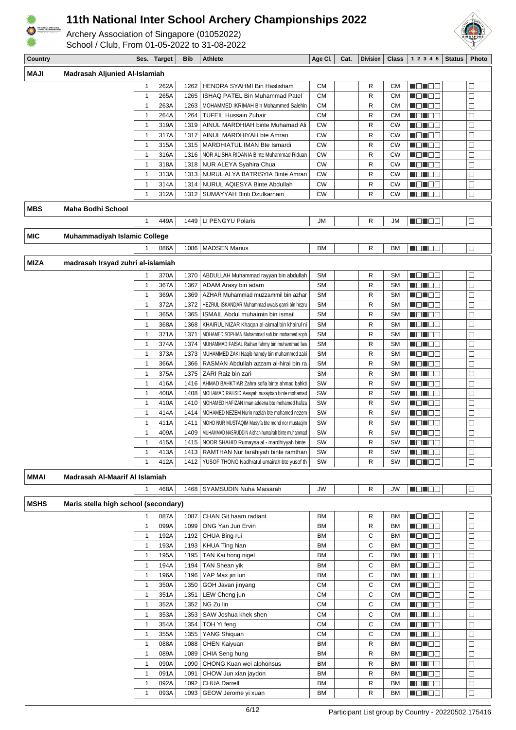# 11th National Inter School Archery Championships 2022

Archery Association of Singapore (01052022)
School / Club, From 01-05-2022 to 31-08-2022

| Country | | Ses. | Target | Bib | Athlete | Age Cl. | Cat. | Division | Class | 1 2 3 4 5 | Status | Photo |
|---|---|---|---|---|---|---|---|---|---|---|---|---|
| **MAJI** | **Madrasah Aljunied Al-Islamiah** | | | | | | | | | | | |
| | | 1 | 262A | 1262 | HENDRA SYAHMI Bin Haslisham | CM | | R | CM | ■□■□□ | | □ |
| | | 1 | 265A | 1265 | ISHAQ PATEL Bin Muhammad Patel | CM | | R | CM | ■□■□□ | | □ |
| | | 1 | 263A | 1263 | MOHAMMED IKRIMAH Bin Mohammed Salehin | CM | | R | CM | ■□■□□ | | □ |
| | | 1 | 264A | 1264 | TUFEIL Hussain Zubair | CM | | R | CM | ■□■□□ | | □ |
| | | 1 | 319A | 1319 | AINUL MARDHIAH binte Muhamad Ali | CW | | R | CW | ■□■□□ | | □ |
| | | 1 | 317A | 1317 | AINUL MARDHIYAH bte Amran | CW | | R | CW | ■□■□□ | | □ |
| | | 1 | 315A | 1315 | MARDHIATUL IMAN Bte Ismardi | CW | | R | CW | ■□■□□ | | □ |
| | | 1 | 316A | 1316 | NOR ALISHA RIDANIA Binte Muhammad Riduan | CW | | R | CW | ■□■□□ | | □ |
| | | 1 | 318A | 1318 | NUR ALEYA Syahira Chua | CW | | R | CW | ■□■□□ | | □ |
| | | 1 | 313A | 1313 | NURUL ALYA BATRISYIA Binte Amran | CW | | R | CW | ■□■□□ | | □ |
| | | 1 | 314A | 1314 | NURUL AQIESYA Binte Abdullah | CW | | R | CW | ■□■□□ | | □ |
| | | 1 | 312A | 1312 | SUMAYYAH Binti Dzulkarnain | CW | | R | CW | ■□■□□ | | □ |
| **MBS** | **Maha Bodhi School** | | | | | | | | | | | |
| | | 1 | 449A | 1449 | LI PENGYU Polaris | JM | | R | JM | ■□■□□ | | □ |
| **MIC** | **Muhammadiyah Islamic College** | | | | | | | | | | | |
| | | 1 | 086A | 1086 | MADSEN Marius | BM | | R | BM | ■□■□□ | | □ |
| **MIZA** | **madrasah Irsyad zuhri al-islamiah** | | | | | | | | | | | |
| | | 1 | 370A | 1370 | ABDULLAH Muhammad rayyan bin abdullah | SM | | R | SM | ■□■□□ | | □ |
| | | 1 | 367A | 1367 | ADAM Arasy bin adam | SM | | R | SM | ■□■□□ | | □ |
| | | 1 | 369A | 1369 | AZHAR Muhammad muzzammil bin azhar | SM | | R | SM | ■□■□□ | | □ |
| | | 1 | 372A | 1372 | HEZRUL ISKANDAR Muhammad uwais qarni bin hezru | SM | | R | SM | ■□■□□ | | □ |
| | | 1 | 365A | 1365 | ISMAIL Abdul muhaimin bin ismail | SM | | R | SM | ■□■□□ | | □ |
| | | 1 | 368A | 1368 | KHAIRUL NIZAR Khaqan al-akmal bin khairul ni | SM | | R | SM | ■□■□□ | | □ |
| | | 1 | 371A | 1371 | MOHAMED SOPHIAN Muhammad sufi bin mohamed soph | SM | | R | SM | ■□■□□ | | □ |
| | | 1 | 374A | 1374 | MUHAMMAD FAISAL Raihan fahmy bin muhammad fais | SM | | R | SM | ■□■□□ | | □ |
| | | 1 | 373A | 1373 | MUHAMMED ZAKI Naqib hamdy bin muhammed zaki | SM | | R | SM | ■□■□□ | | □ |
| | | 1 | 366A | 1366 | RASMAN Abdullah azzam al-hirai bin ra | SM | | R | SM | ■□■□□ | | □ |
| | | 1 | 375A | 1375 | ZARI Raiz bin zari | SM | | R | SM | ■□■□□ | | □ |
| | | 1 | 416A | 1416 | AHMAD BAHKTIAR Zahra sofia binte ahmad bahkti | SW | | R | SW | ■□■□□ | | □ |
| | | 1 | 408A | 1408 | MOHAMAD RAHSID Aeisyah nusaybah binte mohamad | SW | | R | SW | ■□■□□ | | □ |
| | | 1 | 410A | 1410 | MOHAMED HAFIZAN Iman adeena bte mohamed hafiza | SW | | R | SW | ■□■□□ | | □ |
| | | 1 | 414A | 1414 | MOHAMED NEZEM Nurin nazlah bte mohamed nezem | SW | | R | SW | ■□■□□ | | □ |
| | | 1 | 411A | 1411 | MOHD NUR MUSTAQIM Musyfa bte mohd nor mustaqim | SW | | R | SW | ■□■□□ | | □ |
| | | 1 | 409A | 1409 | MUHAMMAD NASRUDDIN Aishah humairah binte muhammad | SW | | R | SW | ■□■□□ | | □ |
| | | 1 | 415A | 1415 | NOOR SHAHID Rumaysa al - mardhiyyah binte | SW | | R | SW | ■□■□□ | | □ |
| | | 1 | 413A | 1413 | RAMTHAN Nur farahiyah binte ramthan | SW | | R | SW | ■□■□□ | | □ |
| | | 1 | 412A | 1412 | YUSOF THONG Nadhratul umairah bte yusof th | SW | | R | SW | ■□■□□ | | □ |
| **MMAI** | **Madrasah Al-Maarif Al Islamiah** | | | | | | | | | | | |
| | | 1 | 468A | 1468 | SYAMSUDIN Nuha Maisarah | JW | | R | JW | ■□■□□ | | □ |
| **MSHS** | **Maris stella high school (secondary)** | | | | | | | | | | | |
| | | 1 | 087A | 1087 | CHAN Git haam radiant | BM | | R | BM | ■□■□□ | | □ |
| | | 1 | 099A | 1099 | ONG Yan Jun Ervin | BM | | R | BM | ■□■□□ | | □ |
| | | 1 | 192A | 1192 | CHUA Bing rui | BM | | C | BM | ■□■□□ | | □ |
| | | 1 | 193A | 1193 | KHUA Ting hian | BM | | C | BM | ■□■□□ | | □ |
| | | 1 | 195A | 1195 | TAN Kai hong nigel | BM | | C | BM | ■□■□□ | | □ |
| | | 1 | 194A | 1194 | TAN Shean yik | BM | | C | BM | ■□■□□ | | □ |
| | | 1 | 196A | 1196 | YAP Max jin lun | BM | | C | BM | ■□■□□ | | □ |
| | | 1 | 350A | 1350 | GOH Javan jinyang | CM | | C | CM | ■□■□□ | | □ |
| | | 1 | 351A | 1351 | LEW Cheng jun | CM | | C | CM | ■□■□□ | | □ |
| | | 1 | 352A | 1352 | NG Zu lin | CM | | C | CM | ■□■□□ | | □ |
| | | 1 | 353A | 1353 | SAW Joshua khek shen | CM | | C | CM | ■□■□□ | | □ |
| | | 1 | 354A | 1354 | TOH Yi feng | CM | | C | CM | ■□■□□ | | □ |
| | | 1 | 355A | 1355 | YANG Shiquan | CM | | C | CM | ■□■□□ | | □ |
| | | 1 | 088A | 1088 | CHEN Kaiyuan | BM | | R | BM | ■□■□□ | | □ |
| | | 1 | 089A | 1089 | CHIA Seng hung | BM | | R | BM | ■□■□□ | | □ |
| | | 1 | 090A | 1090 | CHONG Kuan wei alphonsus | BM | | R | BM | ■□■□□ | | □ |
| | | 1 | 091A | 1091 | CHOW Jun xian jaydon | BM | | R | BM | ■□■□□ | | □ |
| | | 1 | 092A | 1092 | CHUA Darrell | BM | | R | BM | ■□■□□ | | □ |
| | | 1 | 093A | 1093 | GEOW Jerome yi xuan | BM | | R | BM | ■□■□□ | | □ |

Participant List group by Country - 20220502.175416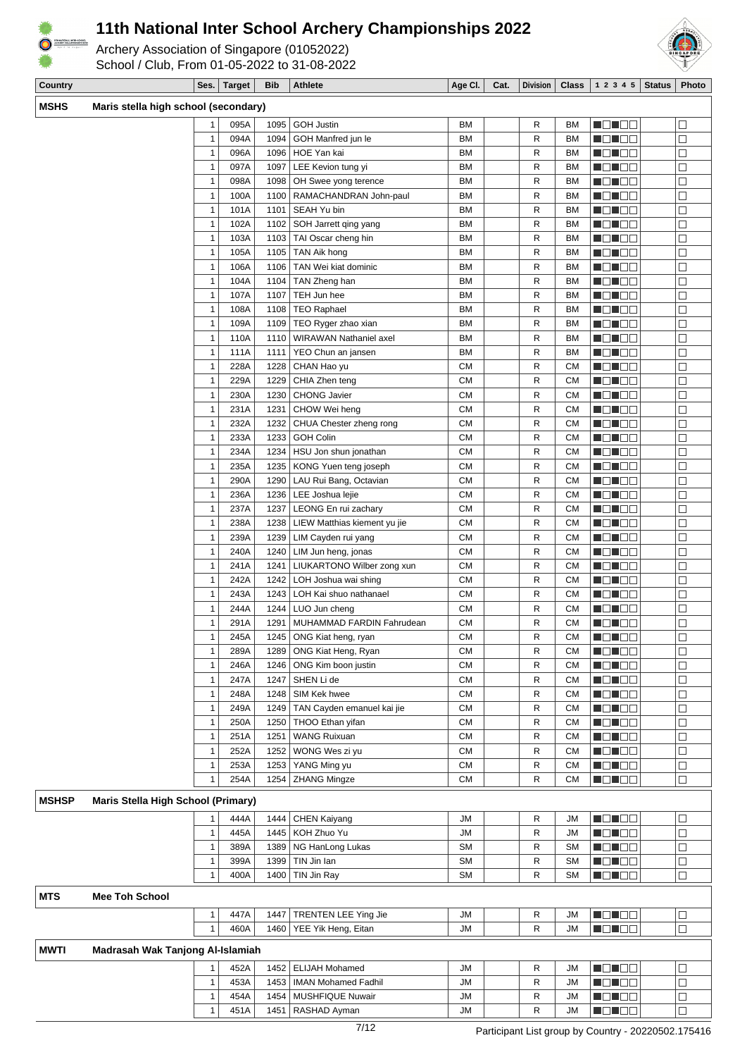# 11th National Inter School Archery Championships 2022

Archery Association of Singapore (01052022)
School / Club, From 01-05-2022 to 31-08-2022

| Country | | Ses. | Target | Bib | Athlete | Age Cl. | Cat. | Division | Class | 1 2 3 4 5 | Status | Photo |
|---|---|---|---|---|---|---|---|---|---|---|---|---|
| **MSHS** | **Maris stella high school (secondary)** | | | | | | | | | | | |
| | | 1 | 095A | 1095 | GOH Justin | BM | | R | BM | ■□■□□ | | □ |
| | | 1 | 094A | 1094 | GOH Manfred jun le | BM | | R | BM | ■□■□□ | | □ |
| | | 1 | 096A | 1096 | HOE Yan kai | BM | | R | BM | ■□■□□ | | □ |
| | | 1 | 097A | 1097 | LEE Kevion tung yi | BM | | R | BM | ■□■□□ | | □ |
| | | 1 | 098A | 1098 | OH Swee yong terence | BM | | R | BM | ■□■□□ | | □ |
| | | 1 | 100A | 1100 | RAMACHANDRAN John-paul | BM | | R | BM | ■□■□□ | | □ |
| | | 1 | 101A | 1101 | SEAH Yu bin | BM | | R | BM | ■□■□□ | | □ |
| | | 1 | 102A | 1102 | SOH Jarrett qing yang | BM | | R | BM | ■□■□□ | | □ |
| | | 1 | 103A | 1103 | TAI Oscar cheng hin | BM | | R | BM | ■□■□□ | | □ |
| | | 1 | 105A | 1105 | TAN Aik hong | BM | | R | BM | ■□■□□ | | □ |
| | | 1 | 106A | 1106 | TAN Wei kiat dominic | BM | | R | BM | ■□■□□ | | □ |
| | | 1 | 104A | 1104 | TAN Zheng han | BM | | R | BM | ■□■□□ | | □ |
| | | 1 | 107A | 1107 | TEH Jun hee | BM | | R | BM | ■□■□□ | | □ |
| | | 1 | 108A | 1108 | TEO Raphael | BM | | R | BM | ■□■□□ | | □ |
| | | 1 | 109A | 1109 | TEO Ryger zhao xian | BM | | R | BM | ■□■□□ | | □ |
| | | 1 | 110A | 1110 | WIRAWAN Nathaniel axel | BM | | R | BM | ■□■□□ | | □ |
| | | 1 | 111A | 1111 | YEO Chun an jansen | BM | | R | BM | ■□■□□ | | □ |
| | | 1 | 228A | 1228 | CHAN Hao yu | CM | | R | CM | ■□■□□ | | □ |
| | | 1 | 229A | 1229 | CHIA Zhen teng | CM | | R | CM | ■□■□□ | | □ |
| | | 1 | 230A | 1230 | CHONG Javier | CM | | R | CM | ■□■□□ | | □ |
| | | 1 | 231A | 1231 | CHOW Wei heng | CM | | R | CM | ■□■□□ | | □ |
| | | 1 | 232A | 1232 | CHUA Chester zheng rong | CM | | R | CM | ■□■□□ | | □ |
| | | 1 | 233A | 1233 | GOH Colin | CM | | R | CM | ■□■□□ | | □ |
| | | 1 | 234A | 1234 | HSU Jon shun jonathan | CM | | R | CM | ■□■□□ | | □ |
| | | 1 | 235A | 1235 | KONG Yuen teng joseph | CM | | R | CM | ■□■□□ | | □ |
| | | 1 | 290A | 1290 | LAU Rui Bang, Octavian | CM | | R | CM | ■□■□□ | | □ |
| | | 1 | 236A | 1236 | LEE Joshua lejie | CM | | R | CM | ■□■□□ | | □ |
| | | 1 | 237A | 1237 | LEONG En rui zachary | CM | | R | CM | ■□■□□ | | □ |
| | | 1 | 238A | 1238 | LIEW Matthias kiement yu jie | CM | | R | CM | ■□■□□ | | □ |
| | | 1 | 239A | 1239 | LIM Cayden rui yang | CM | | R | CM | ■□■□□ | | □ |
| | | 1 | 240A | 1240 | LIM Jun heng, jonas | CM | | R | CM | ■□■□□ | | □ |
| | | 1 | 241A | 1241 | LIUKARTONO Wilber zong xun | CM | | R | CM | ■□■□□ | | □ |
| | | 1 | 242A | 1242 | LOH Joshua wai shing | CM | | R | CM | ■□■□□ | | □ |
| | | 1 | 243A | 1243 | LOH Kai shuo nathanael | CM | | R | CM | ■□■□□ | | □ |
| | | 1 | 244A | 1244 | LUO Jun cheng | CM | | R | CM | ■□■□□ | | □ |
| | | 1 | 291A | 1291 | MUHAMMAD FARDIN Fahrudean | CM | | R | CM | ■□■□□ | | □ |
| | | 1 | 245A | 1245 | ONG Kiat heng, ryan | CM | | R | CM | ■□■□□ | | □ |
| | | 1 | 289A | 1289 | ONG Kiat Heng, Ryan | CM | | R | CM | ■□■□□ | | □ |
| | | 1 | 246A | 1246 | ONG Kim boon justin | CM | | R | CM | ■□■□□ | | □ |
| | | 1 | 247A | 1247 | SHEN Li de | CM | | R | CM | ■□■□□ | | □ |
| | | 1 | 248A | 1248 | SIM Kek hwee | CM | | R | CM | ■□■□□ | | □ |
| | | 1 | 249A | 1249 | TAN Cayden emanuel kai jie | CM | | R | CM | ■□■□□ | | □ |
| | | 1 | 250A | 1250 | THOO Ethan yifan | CM | | R | CM | ■□■□□ | | □ |
| | | 1 | 251A | 1251 | WANG Ruixuan | CM | | R | CM | ■□■□□ | | □ |
| | | 1 | 252A | 1252 | WONG Wes zi yu | CM | | R | CM | ■□■□□ | | □ |
| | | 1 | 253A | 1253 | YANG Ming yu | CM | | R | CM | ■□■□□ | | □ |
| | | 1 | 254A | 1254 | ZHANG Mingze | CM | | R | CM | ■□■□□ | | □ |
| **MSHSP** | **Maris Stella High School (Primary)** | | | | | | | | | | | |
| | | 1 | 444A | 1444 | CHEN Kaiyang | JM | | R | JM | ■□■□□ | | □ |
| | | 1 | 445A | 1445 | KOH Zhuo Yu | JM | | R | JM | ■□■□□ | | □ |
| | | 1 | 389A | 1389 | NG HanLong Lukas | SM | | R | SM | ■□■□□ | | □ |
| | | 1 | 399A | 1399 | TIN Jin Ian | SM | | R | SM | ■□■□□ | | □ |
| | | 1 | 400A | 1400 | TIN Jin Ray | SM | | R | SM | ■□■□□ | | □ |
| **MTS** | **Mee Toh School** | | | | | | | | | | | |
| | | 1 | 447A | 1447 | TRENTEN LEE Ying Jie | JM | | R | JM | ■□■□□ | | □ |
| | | 1 | 460A | 1460 | YEE Yik Heng, Eitan | JM | | R | JM | ■□■□□ | | □ |
| **MWTI** | **Madrasah Wak Tanjong Al-Islamiah** | | | | | | | | | | | |
| | | 1 | 452A | 1452 | ELIJAH Mohamed | JM | | R | JM | ■□■□□ | | □ |
| | | 1 | 453A | 1453 | IMAN Mohamed Fadhil | JM | | R | JM | ■□■□□ | | □ |
| | | 1 | 454A | 1454 | MUSHFIQUE Nuwair | JM | | R | JM | ■□■□□ | | □ |
| | | 1 | 451A | 1451 | RASHAD Ayman | JM | | R | JM | ■□■□□ | | □ |

Participant List group by Country - 20220502.175416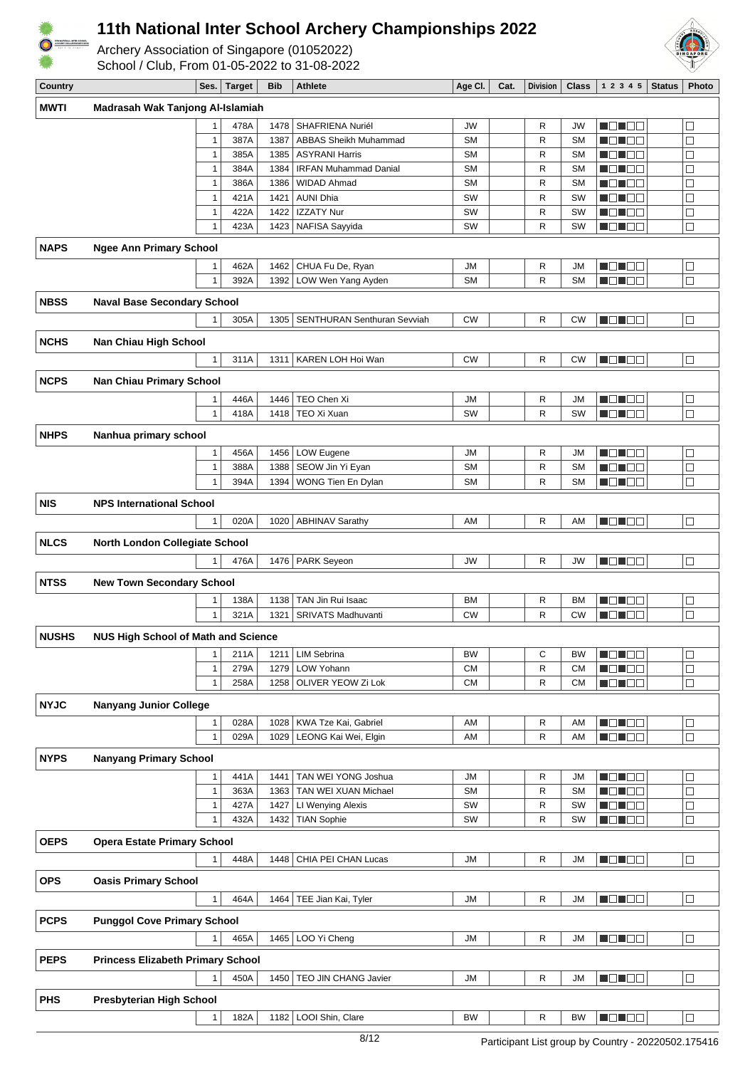# 11th National Inter School Archery Championships 2022

Archery Association of Singapore (01052022)
School / Club, From 01-05-2022 to 31-08-2022

| Country | | Ses. | Target | Bib | Athlete | Age Cl. | Cat. | Division | Class | 1 2 3 4 5 | Status | Photo |
|---|---|---|---|---|---|---|---|---|---|---|---|---|
| **MWTI** | **Madrasah Wak Tanjong Al-Islamiah** | | | | | | | | | | | |
| | | 1 | 478A | 1478 | SHAFRIENA Nuriél | JW | | R | JW | ■□■□□ | | □ |
| | | 1 | 387A | 1387 | ABBAS Sheikh Muhammad | SM | | R | SM | ■□■□□ | | □ |
| | | 1 | 385A | 1385 | ASYRANI Harris | SM | | R | SM | ■□■□□ | | □ |
| | | 1 | 384A | 1384 | IRFAN Muhammad Danial | SM | | R | SM | ■□■□□ | | □ |
| | | 1 | 386A | 1386 | WIDAD Ahmad | SM | | R | SM | ■□■□□ | | □ |
| | | 1 | 421A | 1421 | AUNI Dhia | SW | | R | SW | ■□■□□ | | □ |
| | | 1 | 422A | 1422 | IZZATY Nur | SW | | R | SW | ■□■□□ | | □ |
| | | 1 | 423A | 1423 | NAFISA Sayyida | SW | | R | SW | ■□■□□ | | □ |
| **NAPS** | **Ngee Ann Primary School** | | | | | | | | | | | |
| | | 1 | 462A | 1462 | CHUA Fu De, Ryan | JM | | R | JM | ■□■□□ | | □ |
| | | 1 | 392A | 1392 | LOW Wen Yang Ayden | SM | | R | SM | ■□■□□ | | □ |
| **NBSS** | **Naval Base Secondary School** | | | | | | | | | | | |
| | | 1 | 305A | 1305 | SENTHURAN Senthuran Sevviah | CW | | R | CW | ■□■□□ | | □ |
| **NCHS** | **Nan Chiau High School** | | | | | | | | | | | |
| | | 1 | 311A | 1311 | KAREN LOH Hoi Wan | CW | | R | CW | ■□■□□ | | □ |
| **NCPS** | **Nan Chiau Primary School** | | | | | | | | | | | |
| | | 1 | 446A | 1446 | TEO Chen Xi | JM | | R | JM | ■□■□□ | | □ |
| | | 1 | 418A | 1418 | TEO Xi Xuan | SW | | R | SW | ■□■□□ | | □ |
| **NHPS** | **Nanhua primary school** | | | | | | | | | | | |
| | | 1 | 456A | 1456 | LOW Eugene | JM | | R | JM | ■□■□□ | | □ |
| | | 1 | 388A | 1388 | SEOW Jin Yi Eyan | SM | | R | SM | ■□■□□ | | □ |
| | | 1 | 394A | 1394 | WONG Tien En Dylan | SM | | R | SM | ■□■□□ | | □ |
| **NIS** | **NPS International School** | | | | | | | | | | | |
| | | 1 | 020A | 1020 | ABHINAV Sarathy | AM | | R | AM | ■□■□□ | | □ |
| **NLCS** | **North London Collegiate School** | | | | | | | | | | | |
| | | 1 | 476A | 1476 | PARK Seyeon | JW | | R | JW | ■□■□□ | | □ |
| **NTSS** | **New Town Secondary School** | | | | | | | | | | | |
| | | 1 | 138A | 1138 | TAN Jin Rui Isaac | BM | | R | BM | ■□■□□ | | □ |
| | | 1 | 321A | 1321 | SRIVATS Madhuvanti | CW | | R | CW | ■□■□□ | | □ |
| **NUSHS** | **NUS High School of Math and Science** | | | | | | | | | | | |
| | | 1 | 211A | 1211 | LIM Sebrina | BW | | C | BW | ■□■□□ | | □ |
| | | 1 | 279A | 1279 | LOW Yohann | CM | | R | CM | ■□■□□ | | □ |
| | | 1 | 258A | 1258 | OLIVER YEOW Zi Lok | CM | | R | CM | ■□■□□ | | □ |
| **NYJC** | **Nanyang Junior College** | | | | | | | | | | | |
| | | 1 | 028A | 1028 | KWA Tze Kai, Gabriel | AM | | R | AM | ■□■□□ | | □ |
| | | 1 | 029A | 1029 | LEONG Kai Wei, Elgin | AM | | R | AM | ■□■□□ | | □ |
| **NYPS** | **Nanyang Primary School** | | | | | | | | | | | |
| | | 1 | 441A | 1441 | TAN WEI YONG Joshua | JM | | R | JM | ■□■□□ | | □ |
| | | 1 | 363A | 1363 | TAN WEI XUAN Michael | SM | | R | SM | ■□■□□ | | □ |
| | | 1 | 427A | 1427 | LI Wenying Alexis | SW | | R | SW | ■□■□□ | | □ |
| | | 1 | 432A | 1432 | TIAN Sophie | SW | | R | SW | ■□■□□ | | □ |
| **OEPS** | **Opera Estate Primary School** | | | | | | | | | | | |
| | | 1 | 448A | 1448 | CHIA PEI CHAN Lucas | JM | | R | JM | ■□■□□ | | □ |
| **OPS** | **Oasis Primary School** | | | | | | | | | | | |
| | | 1 | 464A | 1464 | TEE Jian Kai, Tyler | JM | | R | JM | ■□■□□ | | □ |
| **PCPS** | **Punggol Cove Primary School** | | | | | | | | | | | |
| | | 1 | 465A | 1465 | LOO Yi Cheng | JM | | R | JM | ■□■□□ | | □ |
| **PEPS** | **Princess Elizabeth Primary School** | | | | | | | | | | | |
| | | 1 | 450A | 1450 | TEO JIN CHANG Javier | JM | | R | JM | ■□■□□ | | □ |
| **PHS** | **Presbyterian High School** | | | | | | | | | | | |
| | | 1 | 182A | 1182 | LOOI Shin, Clare | BW | | R | BW | ■□■□□ | | □ |

Participant List group by Country - 20220502.175416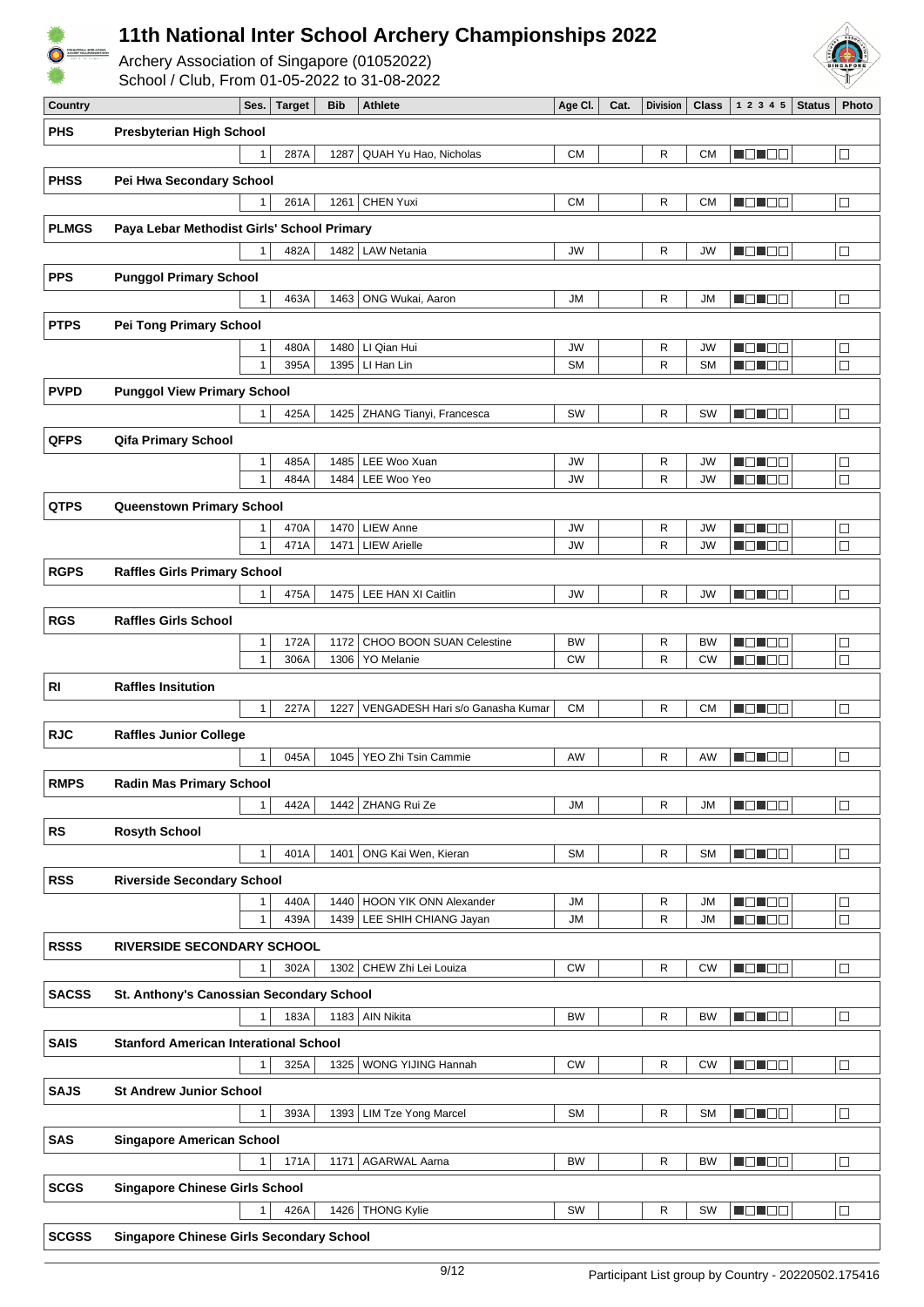# 11th National Inter School Archery Championships 2022

Archery Association of Singapore (01052022)
School / Club, From 01-05-2022 to 31-08-2022

| Country | | Ses. | Target | Bib | Athlete | Age Cl. | Cat. | Division | Class | 1 2 3 4 5 | Status | Photo |
|---|---|---|---|---|---|---|---|---|---|---|---|---|
| PHS | Presbyterian High School | | | | | | | | | | | |
| | | 1 | 287A | 1287 | QUAH Yu Hao, Nicholas | CM | | R | CM | ■□□■□□ | | □ |
| PHSS | Pei Hwa Secondary School | | | | | | | | | | | |
| | | 1 | 261A | 1261 | CHEN Yuxi | CM | | R | CM | ■□□■□□ | | □ |
| PLMGS | Paya Lebar Methodist Girls' School Primary | | | | | | | | | | | |
| | | 1 | 482A | 1482 | LAW Netania | JW | | R | JW | ■□□■□□ | | □ |
| PPS | Punggol Primary School | | | | | | | | | | | |
| | | 1 | 463A | 1463 | ONG Wukai, Aaron | JM | | R | JM | ■□□■□□ | | □ |
| PTPS | Pei Tong Primary School | | | | | | | | | | | |
| | | 1 | 480A | 1480 | LI Qian Hui | JW | | R | JW | ■□□■□□ | | □ |
| | | 1 | 395A | 1395 | LI Han Lin | SM | | R | SM | ■□□■□□ | | □ |
| PVPD | Punggol View Primary School | | | | | | | | | | | |
| | | 1 | 425A | 1425 | ZHANG Tianyi, Francesca | SW | | R | SW | ■□□■□□ | | □ |
| QFPS | Qifa Primary School | | | | | | | | | | | |
| | | 1 | 485A | 1485 | LEE Woo Xuan | JW | | R | JW | ■□□■□□ | | □ |
| | | 1 | 484A | 1484 | LEE Woo Yeo | JW | | R | JW | ■□□■□□ | | □ |
| QTPS | Queenstown Primary School | | | | | | | | | | | |
| | | 1 | 470A | 1470 | LIEW Anne | JW | | R | JW | ■□□■□□ | | □ |
| | | 1 | 471A | 1471 | LIEW Arielle | JW | | R | JW | ■□□■□□ | | □ |
| RGPS | Raffles Girls Primary School | | | | | | | | | | | |
| | | 1 | 475A | 1475 | LEE HAN XI Caitlin | JW | | R | JW | ■□□■□□ | | □ |
| RGS | Raffles Girls School | | | | | | | | | | | |
| | | 1 | 172A | 1172 | CHOO BOON SUAN Celestine | BW | | R | BW | ■□□■□□ | | □ |
| | | 1 | 306A | 1306 | YO Melanie | CW | | R | CW | ■□□■□□ | | □ |
| RI | Raffles Insitution | | | | | | | | | | | |
| | | 1 | 227A | 1227 | VENGADESH Hari s/o Ganasha Kumar | CM | | R | CM | ■□□■□□ | | □ |
| RJC | Raffles Junior College | | | | | | | | | | | |
| | | 1 | 045A | 1045 | YEO Zhi Tsin Cammie | AW | | R | AW | ■□□■□□ | | □ |
| RMPS | Radin Mas Primary School | | | | | | | | | | | |
| | | 1 | 442A | 1442 | ZHANG Rui Ze | JM | | R | JM | ■□□■□□ | | □ |
| RS | Rosyth School | | | | | | | | | | | |
| | | 1 | 401A | 1401 | ONG Kai Wen, Kieran | SM | | R | SM | ■□□■□□ | | □ |
| RSS | Riverside Secondary School | | | | | | | | | | | |
| | | 1 | 440A | 1440 | HOON YIK ONN Alexander | JM | | R | JM | ■□□■□□ | | □ |
| | | 1 | 439A | 1439 | LEE SHIH CHIANG Jayan | JM | | R | JM | ■□□■□□ | | □ |
| RSSS | RIVERSIDE SECONDARY SCHOOL | | | | | | | | | | | |
| | | 1 | 302A | 1302 | CHEW Zhi Lei Louiza | CW | | R | CW | ■□□■□□ | | □ |
| SACSS | St. Anthony's Canossian Secondary School | | | | | | | | | | | |
| | | 1 | 183A | 1183 | AIN Nikita | BW | | R | BW | ■□□■□□ | | □ |
| SAIS | Stanford American Interational School | | | | | | | | | | | |
| | | 1 | 325A | 1325 | WONG YIJING Hannah | CW | | R | CW | ■□□■□□ | | □ |
| SAJS | St Andrew Junior School | | | | | | | | | | | |
| | | 1 | 393A | 1393 | LIM Tze Yong Marcel | SM | | R | SM | ■□□■□□ | | □ |
| SAS | Singapore American School | | | | | | | | | | | |
| | | 1 | 171A | 1171 | AGARWAL Aarna | BW | | R | BW | ■□□■□□ | | □ |
| SCGS | Singapore Chinese Girls School | | | | | | | | | | | |
| | | 1 | 426A | 1426 | THONG Kylie | SW | | R | SW | ■□□■□□ | | □ |
| SCGSS | Singapore Chinese Girls Secondary School | | | | | | | | | | | |

Participant List group by Country - 20220502.175416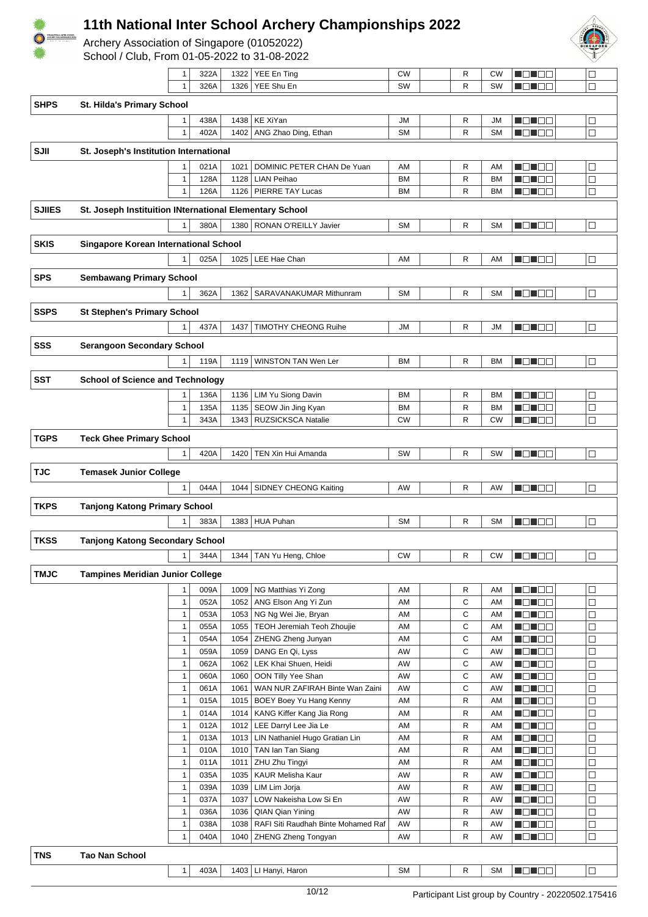# 11th National Inter School Archery Championships 2022

Archery Association of Singapore (01052022)
School / Club, From 01-05-2022 to 31-08-2022

| | | | | | | | | | | | |
|---|---|---|---|---|---|---|---|---|---|---|---|
| | | 1 | 322A | 1322 | YEE En Ting | CW | | R | CW | ■□■□□ | □ |
| | | 1 | 326A | 1326 | YEE Shu En | SW | | R | SW | ■□■□□ | □ |
| **SHPS** | **St. Hilda's Primary School** | | | | | | | | | | |
| | | 1 | 438A | 1438 | KE XiYan | JM | | R | JM | ■□■□□ | □ |
| | | 1 | 402A | 1402 | ANG Zhao Ding, Ethan | SM | | R | SM | ■□■□□ | □ |
| **SJII** | **St. Joseph's Institution International** | | | | | | | | | | |
| | | 1 | 021A | 1021 | DOMINIC PETER CHAN De Yuan | AM | | R | AM | ■□■□□ | □ |
| | | 1 | 128A | 1128 | LIAN Peihao | BM | | R | BM | ■□■□□ | □ |
| | | 1 | 126A | 1126 | PIERRE TAY Lucas | BM | | R | BM | ■□■□□ | □ |
| **SJIIES** | **St. Joseph Instituition INternational Elementary School** | | | | | | | | | | |
| | | 1 | 380A | 1380 | RONAN O'REILLY Javier | SM | | R | SM | ■□■□□ | □ |
| **SKIS** | **Singapore Korean International School** | | | | | | | | | | |
| | | 1 | 025A | 1025 | LEE Hae Chan | AM | | R | AM | ■□■□□ | □ |
| **SPS** | **Sembawang Primary School** | | | | | | | | | | |
| | | 1 | 362A | 1362 | SARAVANAKUMAR Mithunram | SM | | R | SM | ■□■□□ | □ |
| **SSPS** | **St Stephen's Primary School** | | | | | | | | | | |
| | | 1 | 437A | 1437 | TIMOTHY CHEONG Ruihe | JM | | R | JM | ■□■□□ | □ |
| **SSS** | **Serangoon Secondary School** | | | | | | | | | | |
| | | 1 | 119A | 1119 | WINSTON TAN Wen Ler | BM | | R | BM | ■□■□□ | □ |
| **SST** | **School of Science and Technology** | | | | | | | | | | |
| | | 1 | 136A | 1136 | LIM Yu Siong Davin | BM | | R | BM | ■□■□□ | □ |
| | | 1 | 135A | 1135 | SEOW Jin Jing Kyan | BM | | R | BM | ■□■□□ | □ |
| | | 1 | 343A | 1343 | RUZSICKSCA Natalie | CW | | R | CW | ■□■□□ | □ |
| **TGPS** | **Teck Ghee Primary School** | | | | | | | | | | |
| | | 1 | 420A | 1420 | TEN Xin Hui Amanda | SW | | R | SW | ■□■□□ | □ |
| **TJC** | **Temasek Junior College** | | | | | | | | | | |
| | | 1 | 044A | 1044 | SIDNEY CHEONG Kaiting | AW | | R | AW | ■□■□□ | □ |
| **TKPS** | **Tanjong Katong Primary School** | | | | | | | | | | |
| | | 1 | 383A | 1383 | HUA Puhan | SM | | R | SM | ■□■□□ | □ |
| **TKSS** | **Tanjong Katong Secondary School** | | | | | | | | | | |
| | | 1 | 344A | 1344 | TAN Yu Heng, Chloe | CW | | R | CW | ■□■□□ | □ |
| **TMJC** | **Tampines Meridian Junior College** | | | | | | | | | | |
| | | 1 | 009A | 1009 | NG Matthias Yi Zong | AM | | R | AM | ■□■□□ | □ |
| | | 1 | 052A | 1052 | ANG Elson Ang Yi Zun | AM | | C | AM | ■□■□□ | □ |
| | | 1 | 053A | 1053 | NG Ng Wei Jie, Bryan | AM | | C | AM | ■□■□□ | □ |
| | | 1 | 055A | 1055 | TEOH Jeremiah Teoh Zhoujie | AM | | C | AM | ■□■□□ | □ |
| | | 1 | 054A | 1054 | ZHENG Zheng Junyan | AM | | C | AM | ■□■□□ | □ |
| | | 1 | 059A | 1059 | DANG En Qi, Lyss | AW | | C | AW | ■□■□□ | □ |
| | | 1 | 062A | 1062 | LEK Khai Shuen, Heidi | AW | | C | AW | ■□■□□ | □ |
| | | 1 | 060A | 1060 | OON Tilly Yee Shan | AW | | C | AW | ■□■□□ | □ |
| | | 1 | 061A | 1061 | WAN NUR ZAFIRAH Binte Wan Zaini | AW | | C | AW | ■□■□□ | □ |
| | | 1 | 015A | 1015 | BOEY Boey Yu Hang Kenny | AM | | R | AM | ■□■□□ | □ |
| | | 1 | 014A | 1014 | KANG Kiffer Kang Jia Rong | AM | | R | AM | ■□■□□ | □ |
| | | 1 | 012A | 1012 | LEE Darryl Lee Jia Le | AM | | R | AM | ■□■□□ | □ |
| | | 1 | 013A | 1013 | LIN Nathaniel Hugo Gratian Lin | AM | | R | AM | ■□■□□ | □ |
| | | 1 | 010A | 1010 | TAN Ian Tan Siang | AM | | R | AM | ■□■□□ | □ |
| | | 1 | 011A | 1011 | ZHU Zhu Tingyi | AM | | R | AM | ■□■□□ | □ |
| | | 1 | 035A | 1035 | KAUR Melisha Kaur | AW | | R | AW | ■□■□□ | □ |
| | | 1 | 039A | 1039 | LIM Lim Jorja | AW | | R | AW | ■□■□□ | □ |
| | | 1 | 037A | 1037 | LOW Nakeisha Low Si En | AW | | R | AW | ■□■□□ | □ |
| | | 1 | 036A | 1036 | QIAN Qian Yining | AW | | R | AW | ■□■□□ | □ |
| | | 1 | 038A | 1038 | RAFI Siti Raudhah Binte Mohamed Raf | AW | | R | AW | ■□■□□ | □ |
| | | 1 | 040A | 1040 | ZHENG Zheng Tongyan | AW | | R | AW | ■□■□□ | □ |
| **TNS** | **Tao Nan School** | | | | | | | | | | |
| | | 1 | 403A | 1403 | LI Hanyi, Haron | SM | | R | SM | ■□■□□ | □ |

Participant List group by Country - 20220502.175416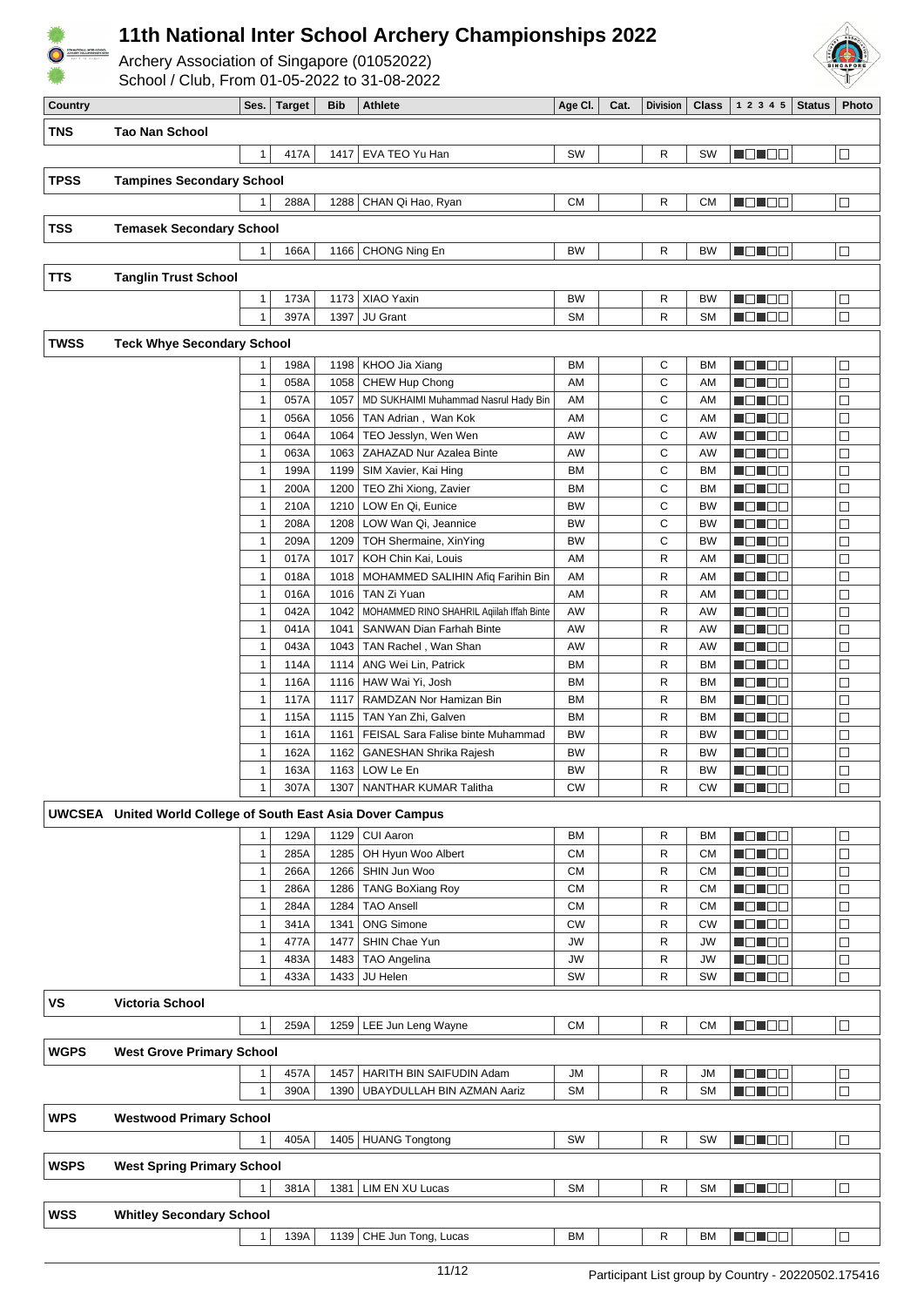# 11th National Inter School Archery Championships 2022

Archery Association of Singapore (01052022)
School / Club, From 01-05-2022 to 31-08-2022

| Country | | Ses. | Target | Bib | Athlete | Age Cl. | Cat. | Division | Class | 1 2 3 4 5 | Status | Photo |
|---|---|---|---|---|---|---|---|---|---|---|---|---|
| **TNS** | **Tao Nan School** | | | | | | | | | | | |
| | | 1 | 417A | 1417 | EVA TEO Yu Han | SW | | R | SW | ■□■□□ | | □ |
| **TPSS** | **Tampines Secondary School** | | | | | | | | | | | |
| | | 1 | 288A | 1288 | CHAN Qi Hao, Ryan | CM | | R | CM | ■□■□□ | | □ |
| **TSS** | **Temasek Secondary School** | | | | | | | | | | | |
| | | 1 | 166A | 1166 | CHONG Ning En | BW | | R | BW | ■□■□□ | | □ |
| **TTS** | **Tanglin Trust School** | | | | | | | | | | | |
| | | 1 | 173A | 1173 | XIAO Yaxin | BW | | R | BW | ■□■□□ | | □ |
| | | 1 | 397A | 1397 | JU Grant | SM | | R | SM | ■□■□□ | | □ |
| **TWSS** | **Teck Whye Secondary School** | | | | | | | | | | | |
| | | 1 | 198A | 1198 | KHOO Jia Xiang | BM | | C | BM | ■□■□□ | | □ |
| | | 1 | 058A | 1058 | CHEW Hup Chong | AM | | C | AM | ■□■□□ | | □ |
| | | 1 | 057A | 1057 | MD SUKHAIMI Muhammad Nasrul Hady Bin | AM | | C | AM | ■□■□□ | | □ |
| | | 1 | 056A | 1056 | TAN Adrian , Wan Kok | AM | | C | AM | ■□■□□ | | □ |
| | | 1 | 064A | 1064 | TEO Jesslyn, Wen Wen | AW | | C | AW | ■□■□□ | | □ |
| | | 1 | 063A | 1063 | ZAHAZAD Nur Azalea Binte | AW | | C | AW | ■□■□□ | | □ |
| | | 1 | 199A | 1199 | SIM Xavier, Kai Hing | BM | | C | BM | ■□■□□ | | □ |
| | | 1 | 200A | 1200 | TEO Zhi Xiong, Zavier | BM | | C | BM | ■□■□□ | | □ |
| | | 1 | 210A | 1210 | LOW En Qi, Eunice | BW | | C | BW | ■□■□□ | | □ |
| | | 1 | 208A | 1208 | LOW Wan Qi, Jeannice | BW | | C | BW | ■□■□□ | | □ |
| | | 1 | 209A | 1209 | TOH Shermaine, XinYing | BW | | C | BW | ■□■□□ | | □ |
| | | 1 | 017A | 1017 | KOH Chin Kai, Louis | AM | | R | AM | ■□■□□ | | □ |
| | | 1 | 018A | 1018 | MOHAMMED SALIHIN Afiq Farihin Bin | AM | | R | AM | ■□■□□ | | □ |
| | | 1 | 016A | 1016 | TAN Zi Yuan | AM | | R | AM | ■□■□□ | | □ |
| | | 1 | 042A | 1042 | MOHAMMED RINO SHAHRIL Aqiilah Iffah Binte | AW | | R | AW | ■□■□□ | | □ |
| | | 1 | 041A | 1041 | SANWAN Dian Farhah Binte | AW | | R | AW | ■□■□□ | | □ |
| | | 1 | 043A | 1043 | TAN Rachel , Wan Shan | AW | | R | AW | ■□■□□ | | □ |
| | | 1 | 114A | 1114 | ANG Wei Lin, Patrick | BM | | R | BM | ■□■□□ | | □ |
| | | 1 | 116A | 1116 | HAW Wai Yi, Josh | BM | | R | BM | ■□■□□ | | □ |
| | | 1 | 117A | 1117 | RAMDZAN Nor Hamizan Bin | BM | | R | BM | ■□■□□ | | □ |
| | | 1 | 115A | 1115 | TAN Yan Zhi, Galven | BM | | R | BM | ■□■□□ | | □ |
| | | 1 | 161A | 1161 | FEISAL Sara Falise binte Muhammad | BW | | R | BW | ■□■□□ | | □ |
| | | 1 | 162A | 1162 | GANESHAN Shrika Rajesh | BW | | R | BW | ■□■□□ | | □ |
| | | 1 | 163A | 1163 | LOW Le En | BW | | R | BW | ■□■□□ | | □ |
| | | 1 | 307A | 1307 | NANTHAR KUMAR Talitha | CW | | R | CW | ■□■□□ | | □ |
| **UWCSEA** | **United World College of South East Asia Dover Campus** | | | | | | | | | | | |
| | | 1 | 129A | 1129 | CUI Aaron | BM | | R | BM | ■□■□□ | | □ |
| | | 1 | 285A | 1285 | OH Hyun Woo Albert | CM | | R | CM | ■□■□□ | | □ |
| | | 1 | 266A | 1266 | SHIN Jun Woo | CM | | R | CM | ■□■□□ | | □ |
| | | 1 | 286A | 1286 | TANG BoXiang Roy | CM | | R | CM | ■□■□□ | | □ |
| | | 1 | 284A | 1284 | TAO Ansell | CM | | R | CM | ■□■□□ | | □ |
| | | 1 | 341A | 1341 | ONG Simone | CW | | R | CW | ■□■□□ | | □ |
| | | 1 | 477A | 1477 | SHIN Chae Yun | JW | | R | JW | ■□■□□ | | □ |
| | | 1 | 483A | 1483 | TAO Angelina | JW | | R | JW | ■□■□□ | | □ |
| | | 1 | 433A | 1433 | JU Helen | SW | | R | SW | ■□■□□ | | □ |
| **VS** | **Victoria School** | | | | | | | | | | | |
| | | 1 | 259A | 1259 | LEE Jun Leng Wayne | CM | | R | CM | ■□■□□ | | □ |
| **WGPS** | **West Grove Primary School** | | | | | | | | | | | |
| | | 1 | 457A | 1457 | HARITH BIN SAIFUDIN Adam | JM | | R | JM | ■□■□□ | | □ |
| | | 1 | 390A | 1390 | UBAYDULLAH BIN AZMAN Aariz | SM | | R | SM | ■□■□□ | | □ |
| **WPS** | **Westwood Primary School** | | | | | | | | | | | |
| | | 1 | 405A | 1405 | HUANG Tongtong | SW | | R | SW | ■□■□□ | | □ |
| **WSPS** | **West Spring Primary School** | | | | | | | | | | | |
| | | 1 | 381A | 1381 | LIM EN XU Lucas | SM | | R | SM | ■□■□□ | | □ |
| **WSS** | **Whitley Secondary School** | | | | | | | | | | | |
| | | 1 | 139A | 1139 | CHE Jun Tong, Lucas | BM | | R | BM | ■□■□□ | | □ |

Participant List group by Country - 20220502.175416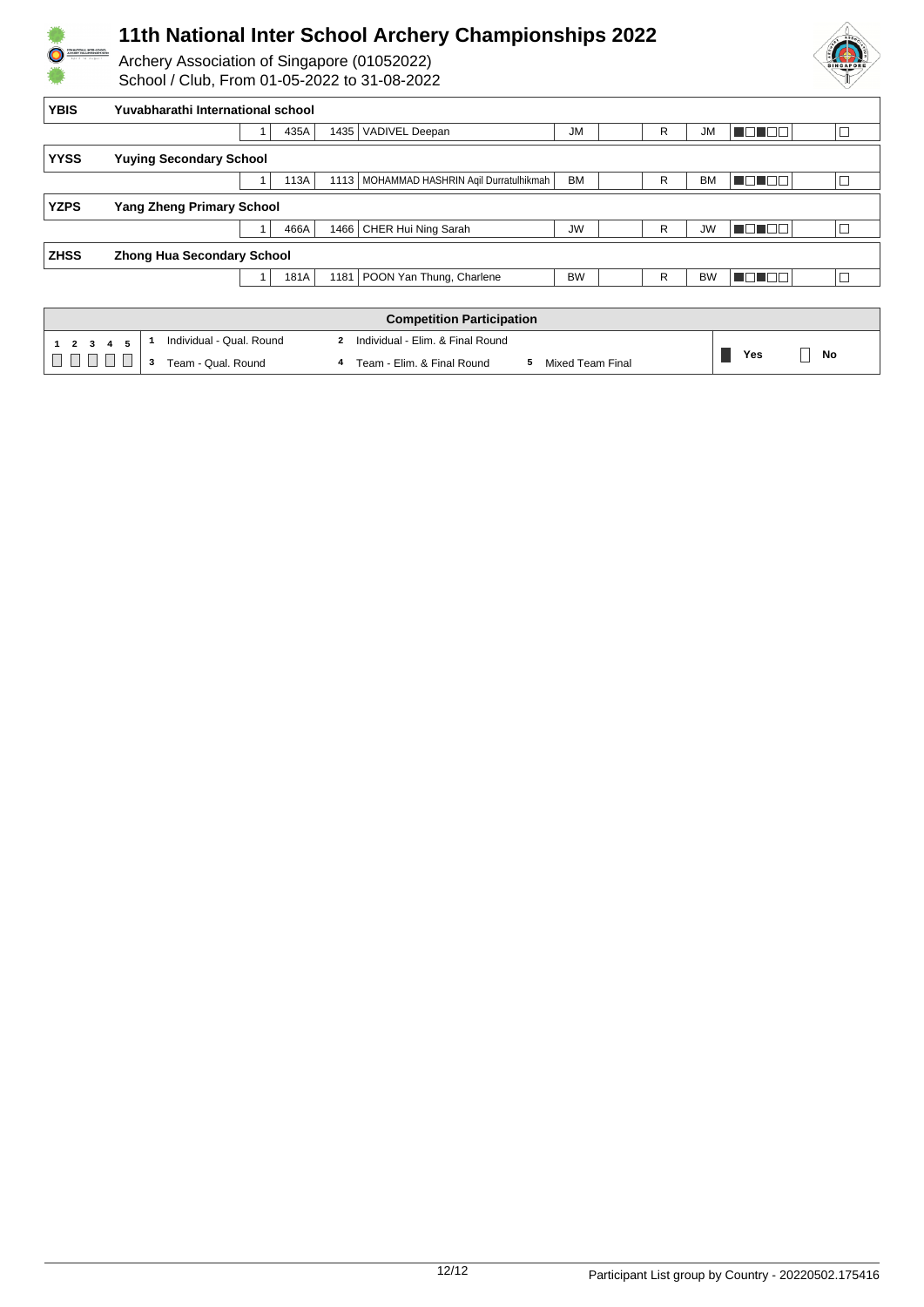# 11th National Inter School Archery Championships 2022

Archery Association of Singapore (01052022)
School / Club, From 01-05-2022 to 31-08-2022

| | | | | | | | | | | | |
|---|---|---|---|---|---|---|---|---|---|---|---|
| **YBIS** | **Yuvabharathi International school** | | | | | | | | | | |
| | | 1 | 435A | 1435 | VADIVEL Deepan | JM | | R | JM | ■□■□□ | □ |
| **YYSS** | **Yuying Secondary School** | | | | | | | | | | |
| | | 1 | 113A | 1113 | MOHAMMAD HASHRIN Aqil Durratulhikmah | BM | | R | BM | ■□■□□ | □ |
| **YZPS** | **Yang Zheng Primary School** | | | | | | | | | | |
| | | 1 | 466A | 1466 | CHER Hui Ning Sarah | JW | | R | JW | ■□■□□ | □ |
| **ZHSS** | **Zhong Hua Secondary School** | | | | | | | | | | |
| | | 1 | 181A | 1181 | POON Yan Thung, Charlene | BW | | R | BW | ■□■□□ | □ |

| Competition Participation | | | |
|---|---|---|---|
| 1 2 3 4 5 □□□□□ | 1 Individual - Qual. Round | 2 Individual - Elim. & Final Round | ■ Yes □ No |
| | 3 Team - Qual. Round | 4 Team - Elim. & Final Round 5 Mixed Team Final | |

Participant List group by Country - 20220502.175416